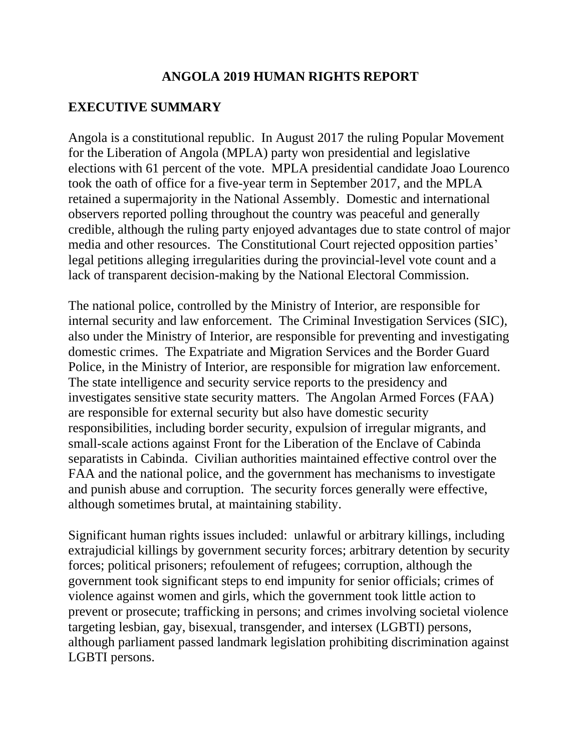# ANGOLA 2019 HUMAN RIGHTS REPORT

## EXECUTIVE SUMMARY

Angola is a constitutional republic. In August 2017 the ruling Popular Movement for the Liberation of Angola (MPLA) party won presidential and legislative elections with 61 percent of the vote. MPLA presidential candidate Joao Lourenco took the oath of office for a five-year term in September 2017, and the MPLA retained a supermajority in the National Assembly. Domestic and international observers reported polling throughout the country was peaceful and generally credible, although the ruling party enjoyed advantages due to state control of major media and other resources. The Constitutional Court rejected opposition parties' legal petitions alleging irregularities during the provincial-level vote count and a lack of transparent decision-making by the National Electoral Commission.

The national police, controlled by the Ministry of Interior, are responsible for internal security and law enforcement. The Criminal Investigation Services (SIC), also under the Ministry of Interior, are responsible for preventing and investigating domestic crimes. The Expatriate and Migration Services and the Border Guard Police, in the Ministry of Interior, are responsible for migration law enforcement. The state intelligence and security service reports to the presidency and investigates sensitive state security matters. The Angolan Armed Forces (FAA) are responsible for external security but also have domestic security responsibilities, including border security, expulsion of irregular migrants, and small-scale actions against Front for the Liberation of the Enclave of Cabinda separatists in Cabinda. Civilian authorities maintained effective control over the FAA and the national police, and the government has mechanisms to investigate and punish abuse and corruption. The security forces generally were effective, although sometimes brutal, at maintaining stability.

Significant human rights issues included: unlawful or arbitrary killings, including extrajudicial killings by government security forces; arbitrary detention by security forces; political prisoners; refoulement of refugees; corruption, although the government took significant steps to end impunity for senior officials; crimes of violence against women and girls, which the government took little action to prevent or prosecute; trafficking in persons; and crimes involving societal violence targeting lesbian, gay, bisexual, transgender, and intersex (LGBTI) persons, although parliament passed landmark legislation prohibiting discrimination against LGBTI persons.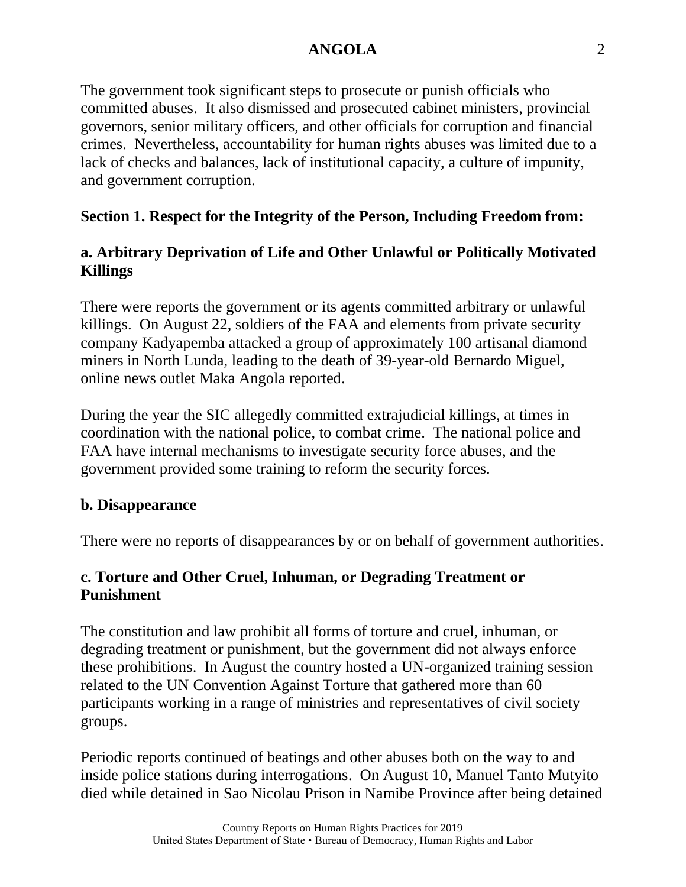The government took significant steps to prosecute or punish officials who committed abuses. It also dismissed and prosecuted cabinet ministers, provincial governors, senior military officers, and other officials for corruption and financial crimes. Nevertheless, accountability for human rights abuses was limited due to a lack of checks and balances, lack of institutional capacity, a culture of impunity, and government corruption.

## Section 1. Respect for the Integrity of the Person, Including Freedom from:

### a. Arbitrary Deprivation of Life and Other Unlawful or Politically Motivated Killings

There were reports the government or its agents committed arbitrary or unlawful killings. On August 22, soldiers of the FAA and elements from private security company Kadyapemba attacked a group of approximately 100 artisanal diamond miners in North Lunda, leading to the death of 39-year-old Bernardo Miguel, online news outlet Maka Angola reported.

During the year the SIC allegedly committed extrajudicial killings, at times in coordination with the national police, to combat crime. The national police and FAA have internal mechanisms to investigate security force abuses, and the government provided some training to reform the security forces.

### b. Disappearance

There were no reports of disappearances by or on behalf of government authorities.

### c. Torture and Other Cruel, Inhuman, or Degrading Treatment or Punishment

The constitution and law prohibit all forms of torture and cruel, inhuman, or degrading treatment or punishment, but the government did not always enforce these prohibitions. In August the country hosted a UN-organized training session related to the UN Convention Against Torture that gathered more than 60 participants working in a range of ministries and representatives of civil society groups.

Periodic reports continued of beatings and other abuses both on the way to and inside police stations during interrogations. On August 10, Manuel Tanto Mutyito died while detained in Sao Nicolau Prison in Namibe Province after being detained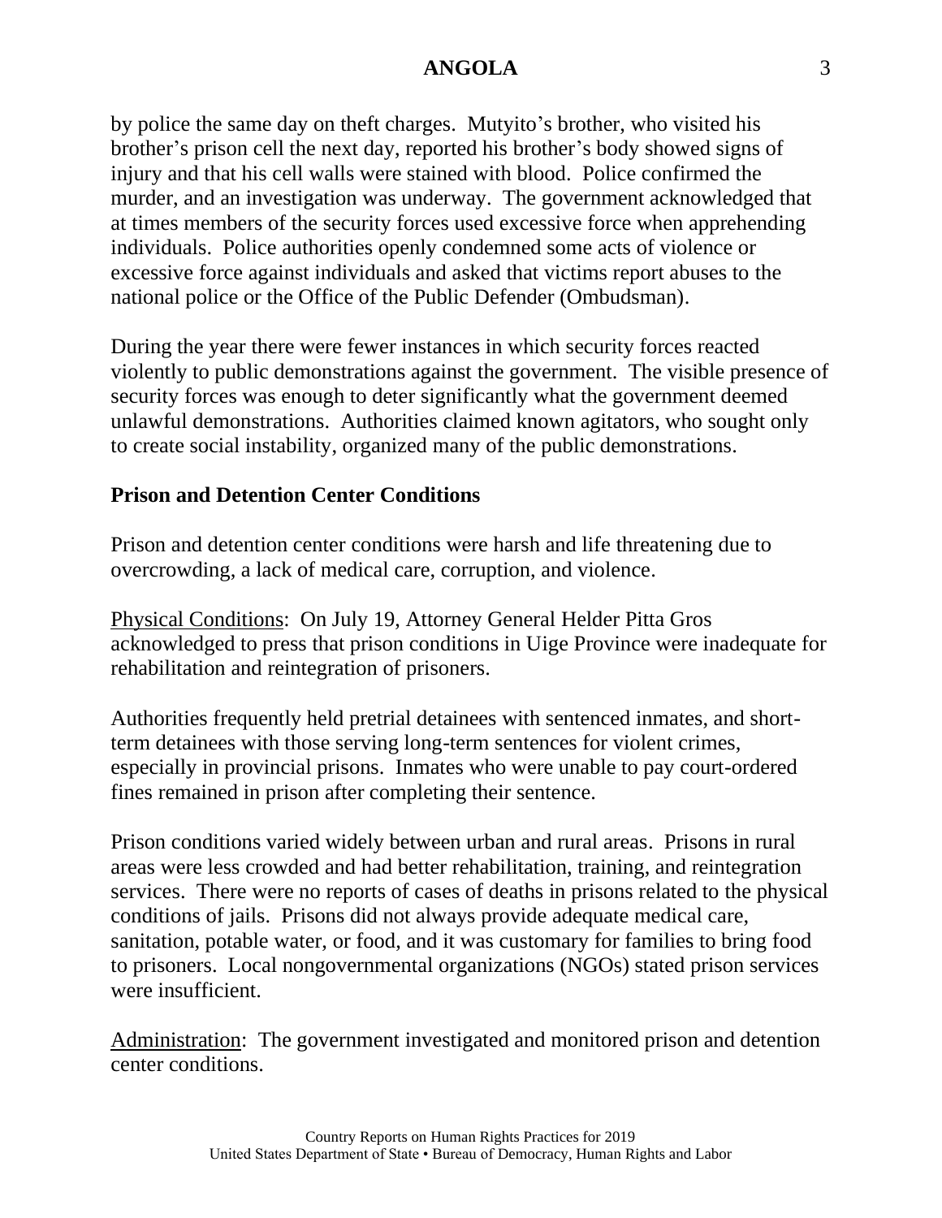by police the same day on theft charges. Mutyito's brother, who visited his brother's prison cell the next day, reported his brother's body showed signs of injury and that his cell walls were stained with blood. Police confirmed the murder, and an investigation was underway. The government acknowledged that at times members of the security forces used excessive force when apprehending individuals. Police authorities openly condemned some acts of violence or excessive force against individuals and asked that victims report abuses to the national police or the Office of the Public Defender (Ombudsman).

During the year there were fewer instances in which security forces reacted violently to public demonstrations against the government. The visible presence of security forces was enough to deter significantly what the government deemed unlawful demonstrations. Authorities claimed known agitators, who sought only to create social instability, organized many of the public demonstrations.

### Prison and Detention Center Conditions

Prison and detention center conditions were harsh and life threatening due to overcrowding, a lack of medical care, corruption, and violence.

Physical Conditions: On July 19, Attorney General Helder Pitta Gros acknowledged to press that prison conditions in Uige Province were inadequate for rehabilitation and reintegration of prisoners.

Authorities frequently held pretrial detainees with sentenced inmates, and short-term detainees with those serving long-term sentences for violent crimes, especially in provincial prisons. Inmates who were unable to pay court-ordered fines remained in prison after completing their sentence.

Prison conditions varied widely between urban and rural areas. Prisons in rural areas were less crowded and had better rehabilitation, training, and reintegration services. There were no reports of cases of deaths in prisons related to the physical conditions of jails. Prisons did not always provide adequate medical care, sanitation, potable water, or food, and it was customary for families to bring food to prisoners. Local nongovernmental organizations (NGOs) stated prison services were insufficient.

Administration: The government investigated and monitored prison and detention center conditions.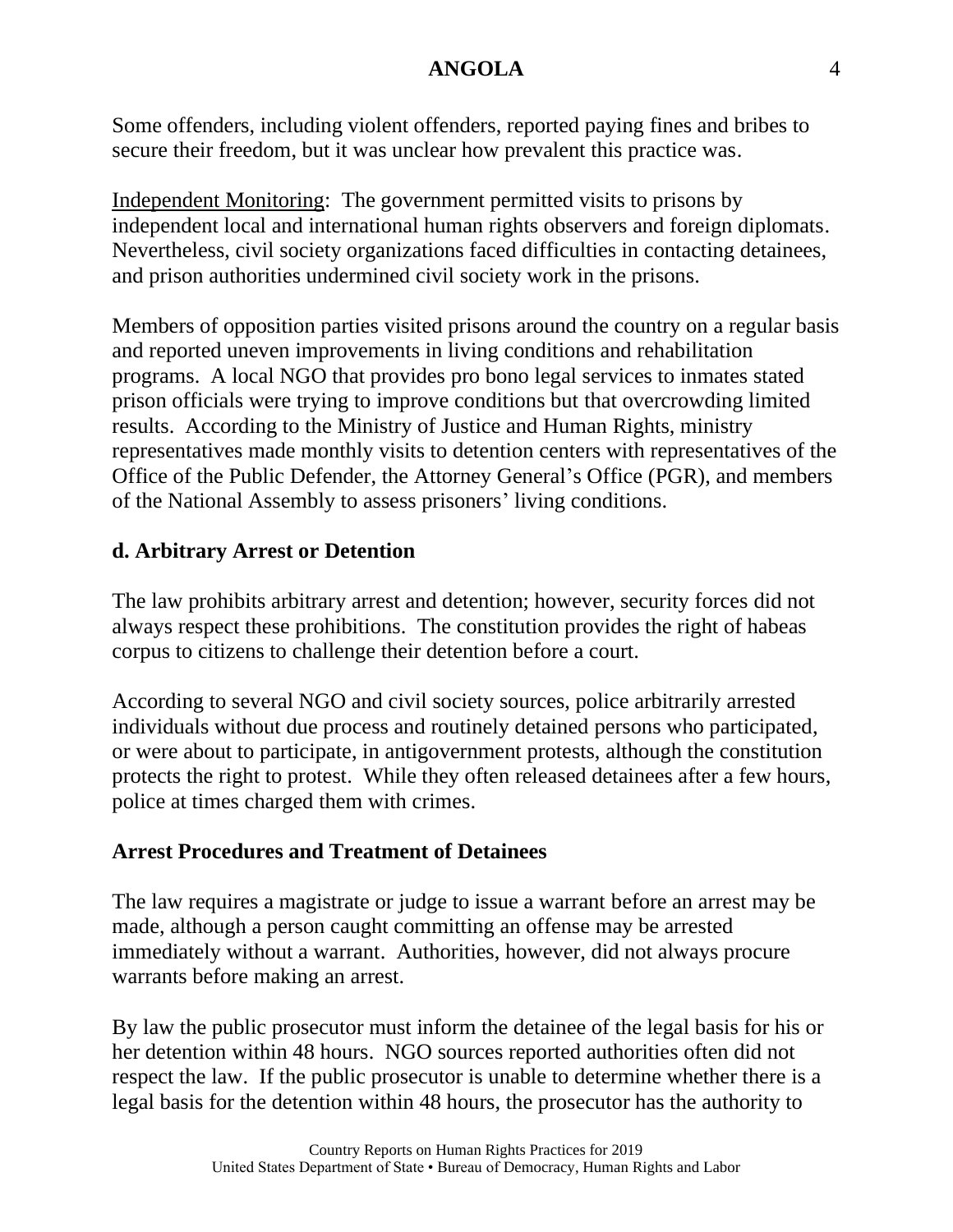Some offenders, including violent offenders, reported paying fines and bribes to secure their freedom, but it was unclear how prevalent this practice was.

Independent Monitoring: The government permitted visits to prisons by independent local and international human rights observers and foreign diplomats. Nevertheless, civil society organizations faced difficulties in contacting detainees, and prison authorities undermined civil society work in the prisons.

Members of opposition parties visited prisons around the country on a regular basis and reported uneven improvements in living conditions and rehabilitation programs. A local NGO that provides pro bono legal services to inmates stated prison officials were trying to improve conditions but that overcrowding limited results. According to the Ministry of Justice and Human Rights, ministry representatives made monthly visits to detention centers with representatives of the Office of the Public Defender, the Attorney General's Office (PGR), and members of the National Assembly to assess prisoners' living conditions.

## d. Arbitrary Arrest or Detention

The law prohibits arbitrary arrest and detention; however, security forces did not always respect these prohibitions. The constitution provides the right of habeas corpus to citizens to challenge their detention before a court.

According to several NGO and civil society sources, police arbitrarily arrested individuals without due process and routinely detained persons who participated, or were about to participate, in antigovernment protests, although the constitution protects the right to protest. While they often released detainees after a few hours, police at times charged them with crimes.

### Arrest Procedures and Treatment of Detainees

The law requires a magistrate or judge to issue a warrant before an arrest may be made, although a person caught committing an offense may be arrested immediately without a warrant. Authorities, however, did not always procure warrants before making an arrest.

By law the public prosecutor must inform the detainee of the legal basis for his or her detention within 48 hours. NGO sources reported authorities often did not respect the law. If the public prosecutor is unable to determine whether there is a legal basis for the detention within 48 hours, the prosecutor has the authority to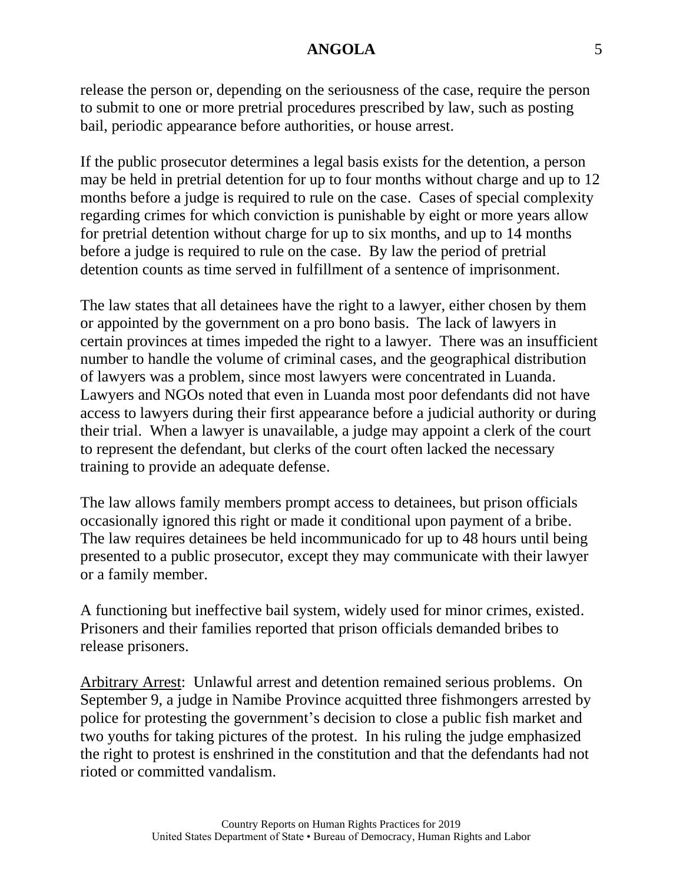release the person or, depending on the seriousness of the case, require the person to submit to one or more pretrial procedures prescribed by law, such as posting bail, periodic appearance before authorities, or house arrest.

If the public prosecutor determines a legal basis exists for the detention, a person may be held in pretrial detention for up to four months without charge and up to 12 months before a judge is required to rule on the case. Cases of special complexity regarding crimes for which conviction is punishable by eight or more years allow for pretrial detention without charge for up to six months, and up to 14 months before a judge is required to rule on the case. By law the period of pretrial detention counts as time served in fulfillment of a sentence of imprisonment.

The law states that all detainees have the right to a lawyer, either chosen by them or appointed by the government on a pro bono basis. The lack of lawyers in certain provinces at times impeded the right to a lawyer. There was an insufficient number to handle the volume of criminal cases, and the geographical distribution of lawyers was a problem, since most lawyers were concentrated in Luanda. Lawyers and NGOs noted that even in Luanda most poor defendants did not have access to lawyers during their first appearance before a judicial authority or during their trial. When a lawyer is unavailable, a judge may appoint a clerk of the court to represent the defendant, but clerks of the court often lacked the necessary training to provide an adequate defense.

The law allows family members prompt access to detainees, but prison officials occasionally ignored this right or made it conditional upon payment of a bribe. The law requires detainees be held incommunicado for up to 48 hours until being presented to a public prosecutor, except they may communicate with their lawyer or a family member.

A functioning but ineffective bail system, widely used for minor crimes, existed. Prisoners and their families reported that prison officials demanded bribes to release prisoners.

Arbitrary Arrest: Unlawful arrest and detention remained serious problems. On September 9, a judge in Namibe Province acquitted three fishmongers arrested by police for protesting the government's decision to close a public fish market and two youths for taking pictures of the protest. In his ruling the judge emphasized the right to protest is enshrined in the constitution and that the defendants had not rioted or committed vandalism.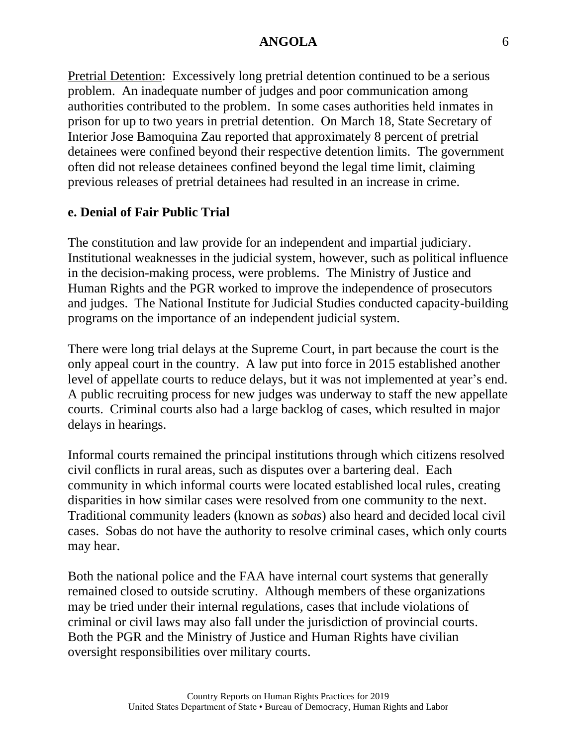Pretrial Detention: Excessively long pretrial detention continued to be a serious problem. An inadequate number of judges and poor communication among authorities contributed to the problem. In some cases authorities held inmates in prison for up to two years in pretrial detention. On March 18, State Secretary of Interior Jose Bamoquina Zau reported that approximately 8 percent of pretrial detainees were confined beyond their respective detention limits. The government often did not release detainees confined beyond the legal time limit, claiming previous releases of pretrial detainees had resulted in an increase in crime.

### e. Denial of Fair Public Trial

The constitution and law provide for an independent and impartial judiciary. Institutional weaknesses in the judicial system, however, such as political influence in the decision-making process, were problems. The Ministry of Justice and Human Rights and the PGR worked to improve the independence of prosecutors and judges. The National Institute for Judicial Studies conducted capacity-building programs on the importance of an independent judicial system.

There were long trial delays at the Supreme Court, in part because the court is the only appeal court in the country. A law put into force in 2015 established another level of appellate courts to reduce delays, but it was not implemented at year's end. A public recruiting process for new judges was underway to staff the new appellate courts. Criminal courts also had a large backlog of cases, which resulted in major delays in hearings.

Informal courts remained the principal institutions through which citizens resolved civil conflicts in rural areas, such as disputes over a bartering deal. Each community in which informal courts were located established local rules, creating disparities in how similar cases were resolved from one community to the next. Traditional community leaders (known as *sobas*) also heard and decided local civil cases. Sobas do not have the authority to resolve criminal cases, which only courts may hear.

Both the national police and the FAA have internal court systems that generally remained closed to outside scrutiny. Although members of these organizations may be tried under their internal regulations, cases that include violations of criminal or civil laws may also fall under the jurisdiction of provincial courts. Both the PGR and the Ministry of Justice and Human Rights have civilian oversight responsibilities over military courts.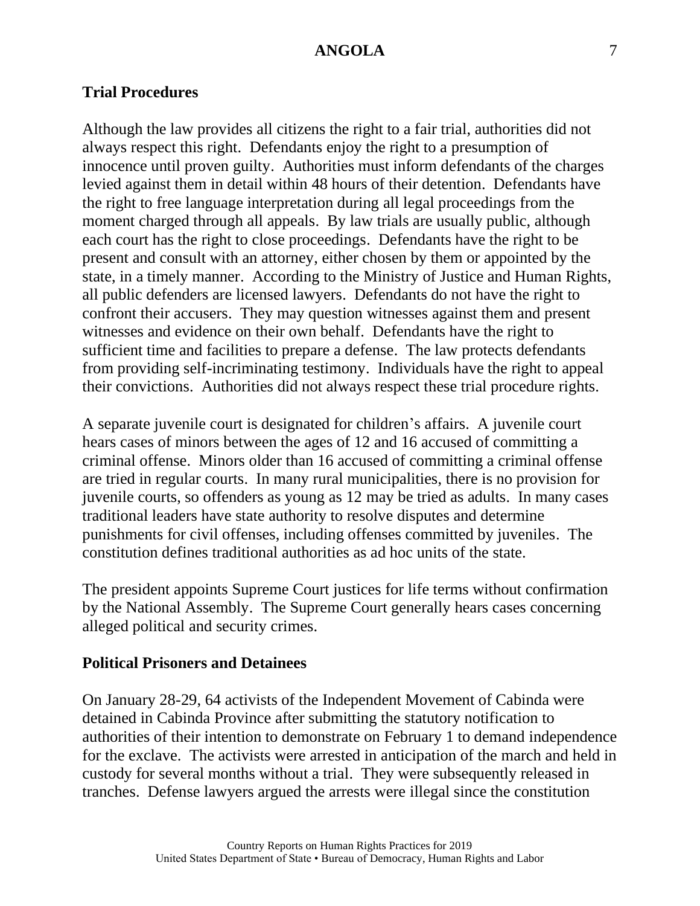### Trial Procedures

Although the law provides all citizens the right to a fair trial, authorities did not always respect this right. Defendants enjoy the right to a presumption of innocence until proven guilty. Authorities must inform defendants of the charges levied against them in detail within 48 hours of their detention. Defendants have the right to free language interpretation during all legal proceedings from the moment charged through all appeals. By law trials are usually public, although each court has the right to close proceedings. Defendants have the right to be present and consult with an attorney, either chosen by them or appointed by the state, in a timely manner. According to the Ministry of Justice and Human Rights, all public defenders are licensed lawyers. Defendants do not have the right to confront their accusers. They may question witnesses against them and present witnesses and evidence on their own behalf. Defendants have the right to sufficient time and facilities to prepare a defense. The law protects defendants from providing self-incriminating testimony. Individuals have the right to appeal their convictions. Authorities did not always respect these trial procedure rights.

A separate juvenile court is designated for children's affairs. A juvenile court hears cases of minors between the ages of 12 and 16 accused of committing a criminal offense. Minors older than 16 accused of committing a criminal offense are tried in regular courts. In many rural municipalities, there is no provision for juvenile courts, so offenders as young as 12 may be tried as adults. In many cases traditional leaders have state authority to resolve disputes and determine punishments for civil offenses, including offenses committed by juveniles. The constitution defines traditional authorities as ad hoc units of the state.

The president appoints Supreme Court justices for life terms without confirmation by the National Assembly. The Supreme Court generally hears cases concerning alleged political and security crimes.

### Political Prisoners and Detainees

On January 28-29, 64 activists of the Independent Movement of Cabinda were detained in Cabinda Province after submitting the statutory notification to authorities of their intention to demonstrate on February 1 to demand independence for the exclave. The activists were arrested in anticipation of the march and held in custody for several months without a trial. They were subsequently released in tranches. Defense lawyers argued the arrests were illegal since the constitution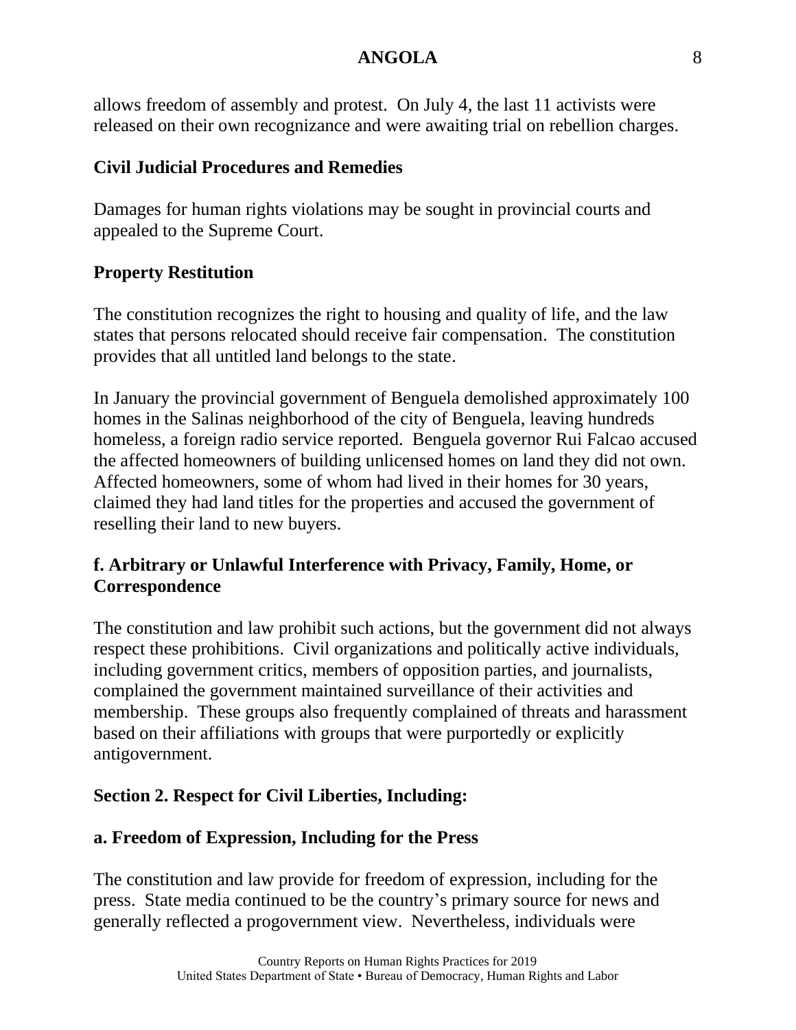allows freedom of assembly and protest. On July 4, the last 11 activists were released on their own recognizance and were awaiting trial on rebellion charges.

**Civil Judicial Procedures and Remedies**

Damages for human rights violations may be sought in provincial courts and appealed to the Supreme Court.

**Property Restitution**

The constitution recognizes the right to housing and quality of life, and the law states that persons relocated should receive fair compensation. The constitution provides that all untitled land belongs to the state.

In January the provincial government of Benguela demolished approximately 100 homes in the Salinas neighborhood of the city of Benguela, leaving hundreds homeless, a foreign radio service reported. Benguela governor Rui Falcao accused the affected homeowners of building unlicensed homes on land they did not own. Affected homeowners, some of whom had lived in their homes for 30 years, claimed they had land titles for the properties and accused the government of reselling their land to new buyers.

### f. Arbitrary or Unlawful Interference with Privacy, Family, Home, or Correspondence

The constitution and law prohibit such actions, but the government did not always respect these prohibitions. Civil organizations and politically active individuals, including government critics, members of opposition parties, and journalists, complained the government maintained surveillance of their activities and membership. These groups also frequently complained of threats and harassment based on their affiliations with groups that were purportedly or explicitly antigovernment.

## Section 2. Respect for Civil Liberties, Including:

### a. Freedom of Expression, Including for the Press

The constitution and law provide for freedom of expression, including for the press. State media continued to be the country's primary source for news and generally reflected a progovernment view. Nevertheless, individuals were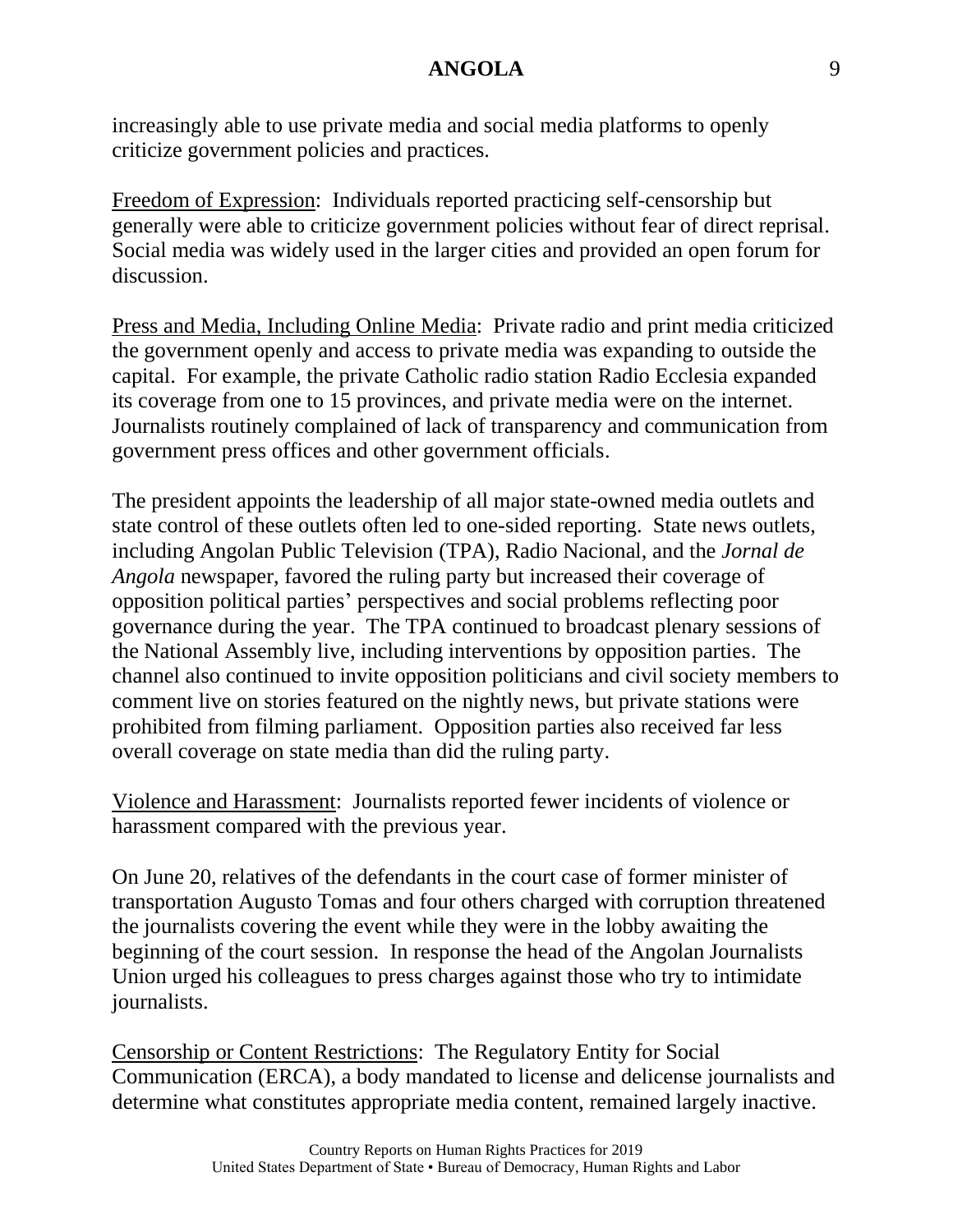increasingly able to use private media and social media platforms to openly criticize government policies and practices.

Freedom of Expression: Individuals reported practicing self-censorship but generally were able to criticize government policies without fear of direct reprisal. Social media was widely used in the larger cities and provided an open forum for discussion.

Press and Media, Including Online Media: Private radio and print media criticized the government openly and access to private media was expanding to outside the capital. For example, the private Catholic radio station Radio Ecclesia expanded its coverage from one to 15 provinces, and private media were on the internet. Journalists routinely complained of lack of transparency and communication from government press offices and other government officials.

The president appoints the leadership of all major state-owned media outlets and state control of these outlets often led to one-sided reporting. State news outlets, including Angolan Public Television (TPA), Radio Nacional, and the *Jornal de Angola* newspaper, favored the ruling party but increased their coverage of opposition political parties' perspectives and social problems reflecting poor governance during the year. The TPA continued to broadcast plenary sessions of the National Assembly live, including interventions by opposition parties. The channel also continued to invite opposition politicians and civil society members to comment live on stories featured on the nightly news, but private stations were prohibited from filming parliament. Opposition parties also received far less overall coverage on state media than did the ruling party.

Violence and Harassment: Journalists reported fewer incidents of violence or harassment compared with the previous year.

On June 20, relatives of the defendants in the court case of former minister of transportation Augusto Tomas and four others charged with corruption threatened the journalists covering the event while they were in the lobby awaiting the beginning of the court session. In response the head of the Angolan Journalists Union urged his colleagues to press charges against those who try to intimidate journalists.

Censorship or Content Restrictions: The Regulatory Entity for Social Communication (ERCA), a body mandated to license and delicense journalists and determine what constitutes appropriate media content, remained largely inactive.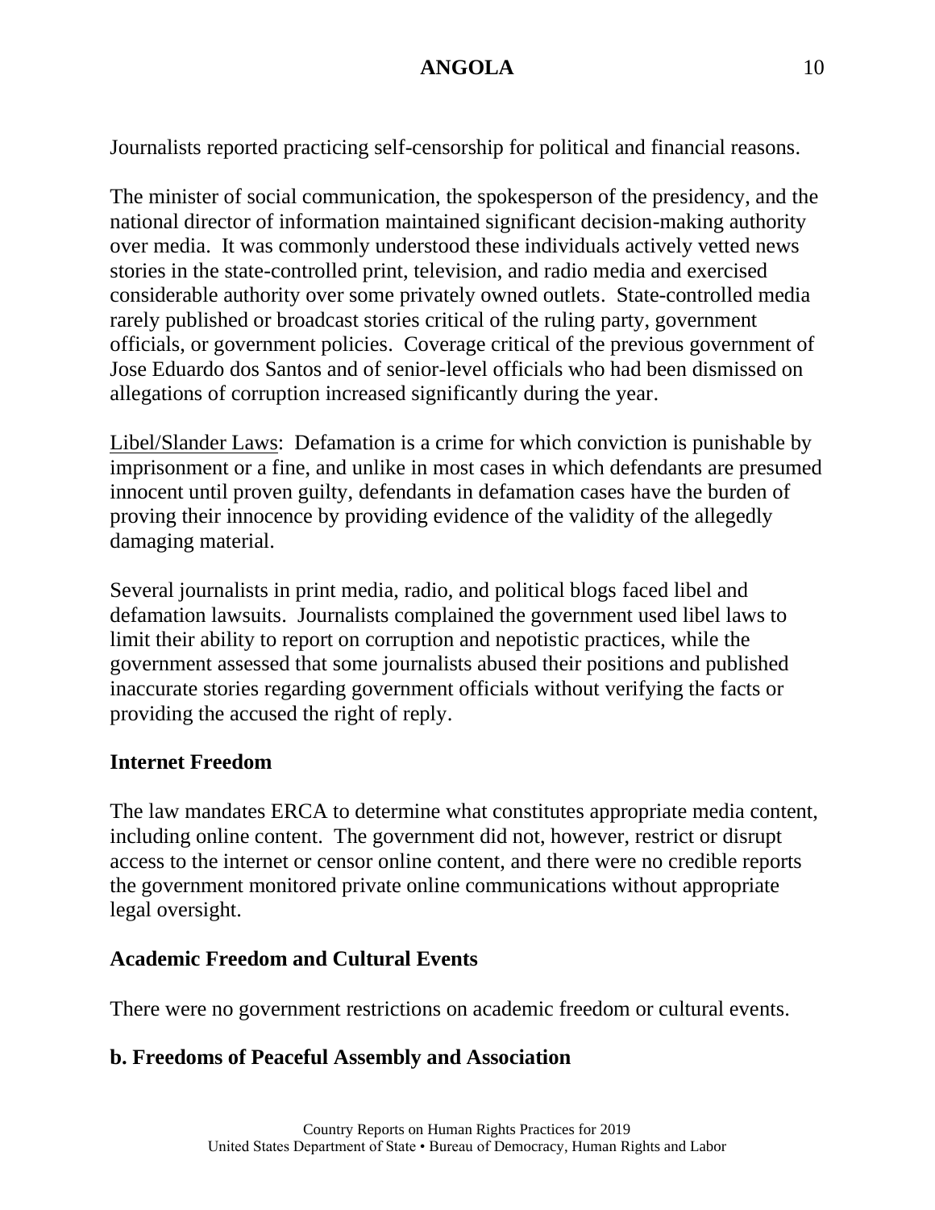Journalists reported practicing self-censorship for political and financial reasons.

The minister of social communication, the spokesperson of the presidency, and the national director of information maintained significant decision-making authority over media. It was commonly understood these individuals actively vetted news stories in the state-controlled print, television, and radio media and exercised considerable authority over some privately owned outlets. State-controlled media rarely published or broadcast stories critical of the ruling party, government officials, or government policies. Coverage critical of the previous government of Jose Eduardo dos Santos and of senior-level officials who had been dismissed on allegations of corruption increased significantly during the year.

Libel/Slander Laws: Defamation is a crime for which conviction is punishable by imprisonment or a fine, and unlike in most cases in which defendants are presumed innocent until proven guilty, defendants in defamation cases have the burden of proving their innocence by providing evidence of the validity of the allegedly damaging material.

Several journalists in print media, radio, and political blogs faced libel and defamation lawsuits. Journalists complained the government used libel laws to limit their ability to report on corruption and nepotistic practices, while the government assessed that some journalists abused their positions and published inaccurate stories regarding government officials without verifying the facts or providing the accused the right of reply.

### Internet Freedom

The law mandates ERCA to determine what constitutes appropriate media content, including online content. The government did not, however, restrict or disrupt access to the internet or censor online content, and there were no credible reports the government monitored private online communications without appropriate legal oversight.

### Academic Freedom and Cultural Events

There were no government restrictions on academic freedom or cultural events.

## b. Freedoms of Peaceful Assembly and Association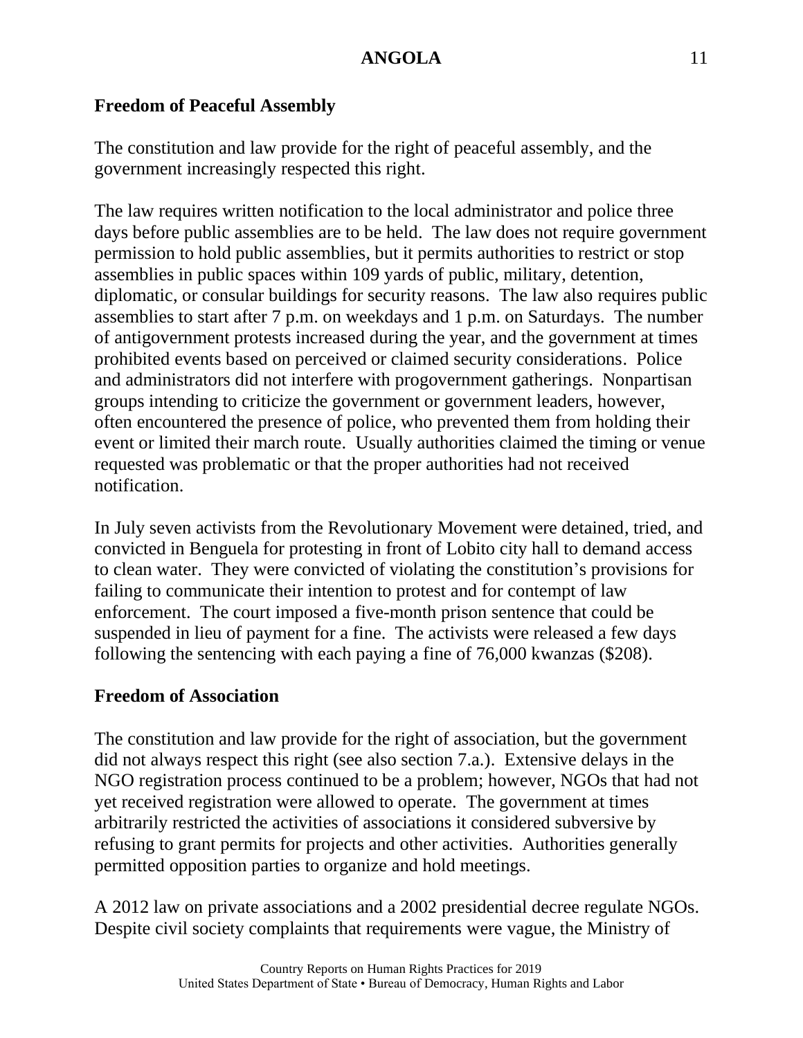**Freedom of Peaceful Assembly**

The constitution and law provide for the right of peaceful assembly, and the government increasingly respected this right.

The law requires written notification to the local administrator and police three days before public assemblies are to be held. The law does not require government permission to hold public assemblies, but it permits authorities to restrict or stop assemblies in public spaces within 109 yards of public, military, detention, diplomatic, or consular buildings for security reasons. The law also requires public assemblies to start after 7 p.m. on weekdays and 1 p.m. on Saturdays. The number of antigovernment protests increased during the year, and the government at times prohibited events based on perceived or claimed security considerations. Police and administrators did not interfere with progovernment gatherings. Nonpartisan groups intending to criticize the government or government leaders, however, often encountered the presence of police, who prevented them from holding their event or limited their march route. Usually authorities claimed the timing or venue requested was problematic or that the proper authorities had not received notification.

In July seven activists from the Revolutionary Movement were detained, tried, and convicted in Benguela for protesting in front of Lobito city hall to demand access to clean water. They were convicted of violating the constitution's provisions for failing to communicate their intention to protest and for contempt of law enforcement. The court imposed a five-month prison sentence that could be suspended in lieu of payment for a fine. The activists were released a few days following the sentencing with each paying a fine of 76,000 kwanzas ($208).

**Freedom of Association**

The constitution and law provide for the right of association, but the government did not always respect this right (see also section 7.a.). Extensive delays in the NGO registration process continued to be a problem; however, NGOs that had not yet received registration were allowed to operate. The government at times arbitrarily restricted the activities of associations it considered subversive by refusing to grant permits for projects and other activities. Authorities generally permitted opposition parties to organize and hold meetings.

A 2012 law on private associations and a 2002 presidential decree regulate NGOs. Despite civil society complaints that requirements were vague, the Ministry of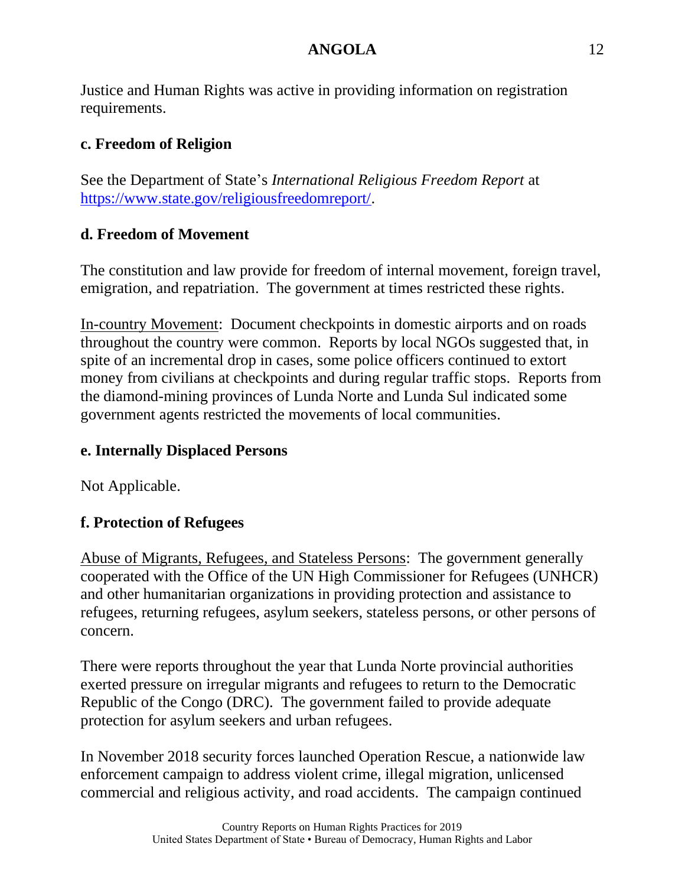Justice and Human Rights was active in providing information on registration requirements.

### c. Freedom of Religion

See the Department of State's *International Religious Freedom Report* at [https://www.state.gov/religiousfreedomreport/](https://www.state.gov/religiousfreedomreport/).

### d. Freedom of Movement

The constitution and law provide for freedom of internal movement, foreign travel, emigration, and repatriation. The government at times restricted these rights.

<u>In-country Movement</u>: Document checkpoints in domestic airports and on roads throughout the country were common. Reports by local NGOs suggested that, in spite of an incremental drop in cases, some police officers continued to extort money from civilians at checkpoints and during regular traffic stops. Reports from the diamond-mining provinces of Lunda Norte and Lunda Sul indicated some government agents restricted the movements of local communities.

### e. Internally Displaced Persons

Not Applicable.

### f. Protection of Refugees

<u>Abuse of Migrants, Refugees, and Stateless Persons</u>: The government generally cooperated with the Office of the UN High Commissioner for Refugees (UNHCR) and other humanitarian organizations in providing protection and assistance to refugees, returning refugees, asylum seekers, stateless persons, or other persons of concern.

There were reports throughout the year that Lunda Norte provincial authorities exerted pressure on irregular migrants and refugees to return to the Democratic Republic of the Congo (DRC). The government failed to provide adequate protection for asylum seekers and urban refugees.

In November 2018 security forces launched Operation Rescue, a nationwide law enforcement campaign to address violent crime, illegal migration, unlicensed commercial and religious activity, and road accidents. The campaign continued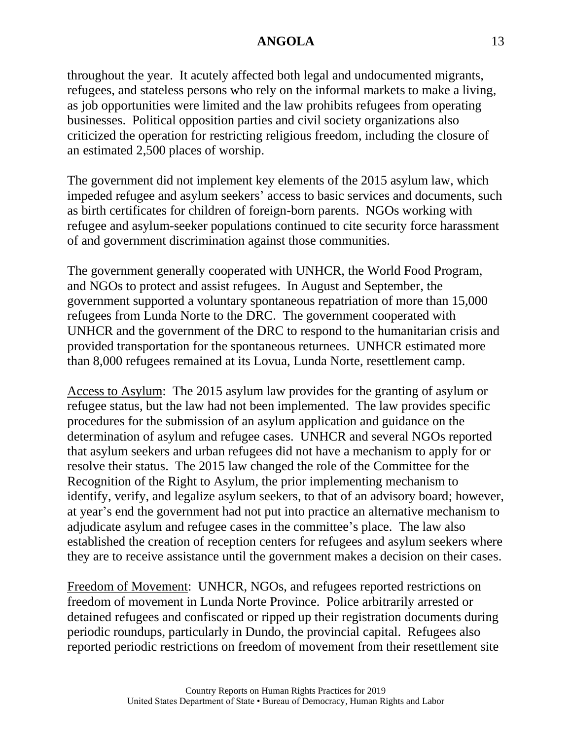throughout the year. It acutely affected both legal and undocumented migrants, refugees, and stateless persons who rely on the informal markets to make a living, as job opportunities were limited and the law prohibits refugees from operating businesses. Political opposition parties and civil society organizations also criticized the operation for restricting religious freedom, including the closure of an estimated 2,500 places of worship.

The government did not implement key elements of the 2015 asylum law, which impeded refugee and asylum seekers' access to basic services and documents, such as birth certificates for children of foreign-born parents. NGOs working with refugee and asylum-seeker populations continued to cite security force harassment of and government discrimination against those communities.

The government generally cooperated with UNHCR, the World Food Program, and NGOs to protect and assist refugees. In August and September, the government supported a voluntary spontaneous repatriation of more than 15,000 refugees from Lunda Norte to the DRC. The government cooperated with UNHCR and the government of the DRC to respond to the humanitarian crisis and provided transportation for the spontaneous returnees. UNHCR estimated more than 8,000 refugees remained at its Lovua, Lunda Norte, resettlement camp.

Access to Asylum: The 2015 asylum law provides for the granting of asylum or refugee status, but the law had not been implemented. The law provides specific procedures for the submission of an asylum application and guidance on the determination of asylum and refugee cases. UNHCR and several NGOs reported that asylum seekers and urban refugees did not have a mechanism to apply for or resolve their status. The 2015 law changed the role of the Committee for the Recognition of the Right to Asylum, the prior implementing mechanism to identify, verify, and legalize asylum seekers, to that of an advisory board; however, at year's end the government had not put into practice an alternative mechanism to adjudicate asylum and refugee cases in the committee's place. The law also established the creation of reception centers for refugees and asylum seekers where they are to receive assistance until the government makes a decision on their cases.

Freedom of Movement: UNHCR, NGOs, and refugees reported restrictions on freedom of movement in Lunda Norte Province. Police arbitrarily arrested or detained refugees and confiscated or ripped up their registration documents during periodic roundups, particularly in Dundo, the provincial capital. Refugees also reported periodic restrictions on freedom of movement from their resettlement site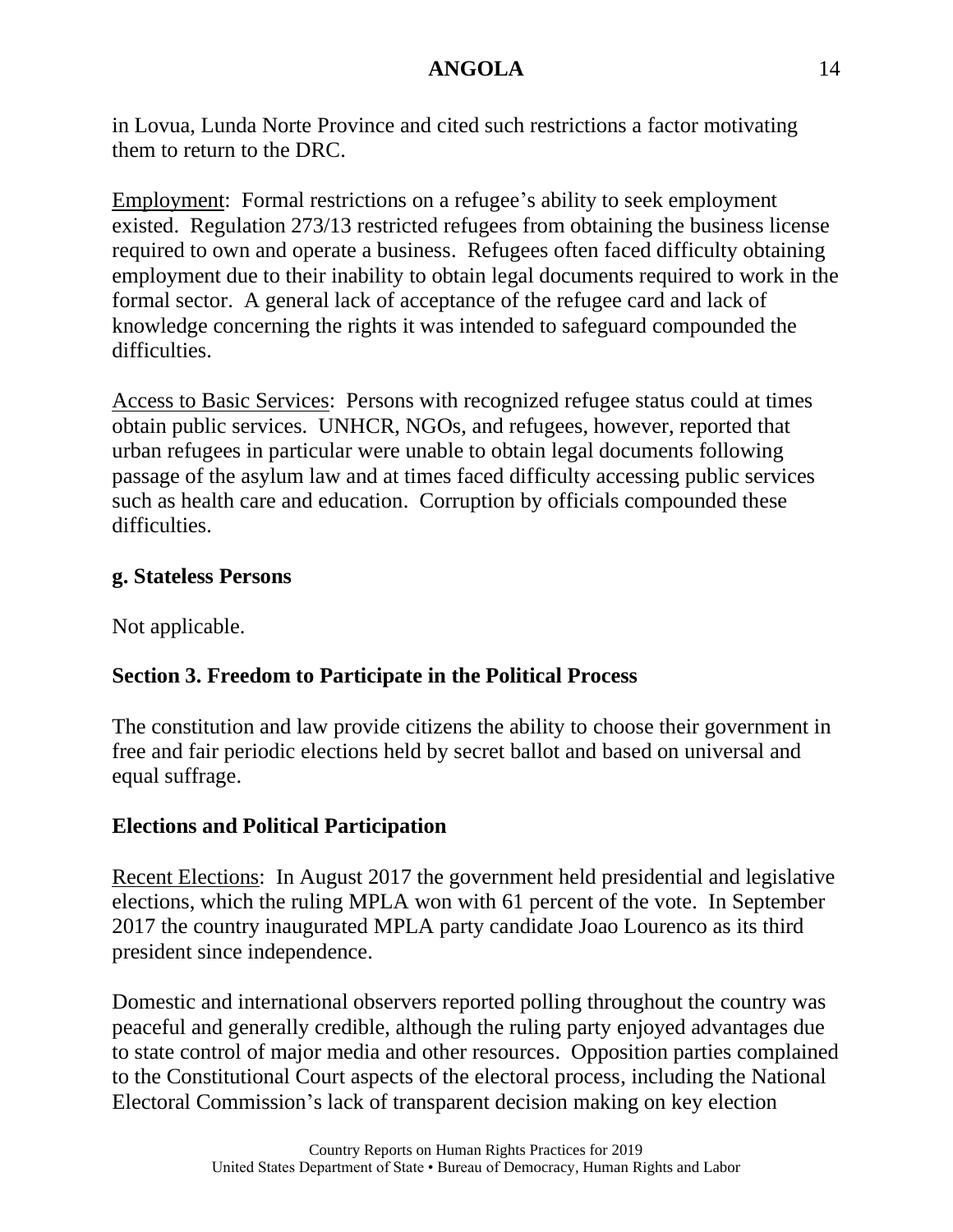in Lovua, Lunda Norte Province and cited such restrictions a factor motivating them to return to the DRC.

Employment: Formal restrictions on a refugee's ability to seek employment existed. Regulation 273/13 restricted refugees from obtaining the business license required to own and operate a business. Refugees often faced difficulty obtaining employment due to their inability to obtain legal documents required to work in the formal sector. A general lack of acceptance of the refugee card and lack of knowledge concerning the rights it was intended to safeguard compounded the difficulties.

Access to Basic Services: Persons with recognized refugee status could at times obtain public services. UNHCR, NGOs, and refugees, however, reported that urban refugees in particular were unable to obtain legal documents following passage of the asylum law and at times faced difficulty accessing public services such as health care and education. Corruption by officials compounded these difficulties.

### g. Stateless Persons

Not applicable.

## Section 3. Freedom to Participate in the Political Process

The constitution and law provide citizens the ability to choose their government in free and fair periodic elections held by secret ballot and based on universal and equal suffrage.

### Elections and Political Participation

Recent Elections: In August 2017 the government held presidential and legislative elections, which the ruling MPLA won with 61 percent of the vote. In September 2017 the country inaugurated MPLA party candidate Joao Lourenco as its third president since independence.

Domestic and international observers reported polling throughout the country was peaceful and generally credible, although the ruling party enjoyed advantages due to state control of major media and other resources. Opposition parties complained to the Constitutional Court aspects of the electoral process, including the National Electoral Commission's lack of transparent decision making on key election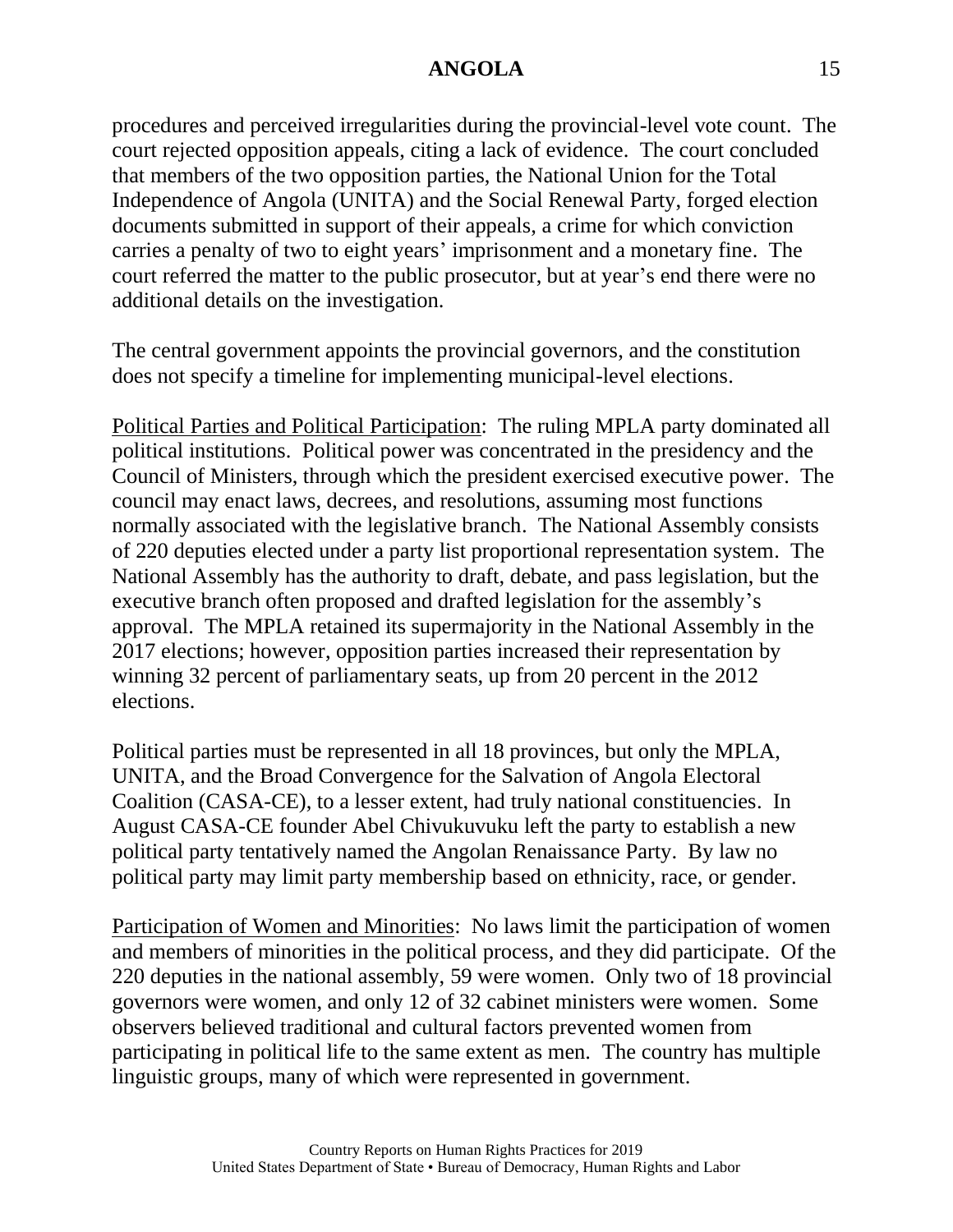procedures and perceived irregularities during the provincial-level vote count. The court rejected opposition appeals, citing a lack of evidence. The court concluded that members of the two opposition parties, the National Union for the Total Independence of Angola (UNITA) and the Social Renewal Party, forged election documents submitted in support of their appeals, a crime for which conviction carries a penalty of two to eight years' imprisonment and a monetary fine. The court referred the matter to the public prosecutor, but at year's end there were no additional details on the investigation.

The central government appoints the provincial governors, and the constitution does not specify a timeline for implementing municipal-level elections.

Political Parties and Political Participation: The ruling MPLA party dominated all political institutions. Political power was concentrated in the presidency and the Council of Ministers, through which the president exercised executive power. The council may enact laws, decrees, and resolutions, assuming most functions normally associated with the legislative branch. The National Assembly consists of 220 deputies elected under a party list proportional representation system. The National Assembly has the authority to draft, debate, and pass legislation, but the executive branch often proposed and drafted legislation for the assembly's approval. The MPLA retained its supermajority in the National Assembly in the 2017 elections; however, opposition parties increased their representation by winning 32 percent of parliamentary seats, up from 20 percent in the 2012 elections.

Political parties must be represented in all 18 provinces, but only the MPLA, UNITA, and the Broad Convergence for the Salvation of Angola Electoral Coalition (CASA-CE), to a lesser extent, had truly national constituencies. In August CASA-CE founder Abel Chivukuvuku left the party to establish a new political party tentatively named the Angolan Renaissance Party. By law no political party may limit party membership based on ethnicity, race, or gender.

Participation of Women and Minorities: No laws limit the participation of women and members of minorities in the political process, and they did participate. Of the 220 deputies in the national assembly, 59 were women. Only two of 18 provincial governors were women, and only 12 of 32 cabinet ministers were women. Some observers believed traditional and cultural factors prevented women from participating in political life to the same extent as men. The country has multiple linguistic groups, many of which were represented in government.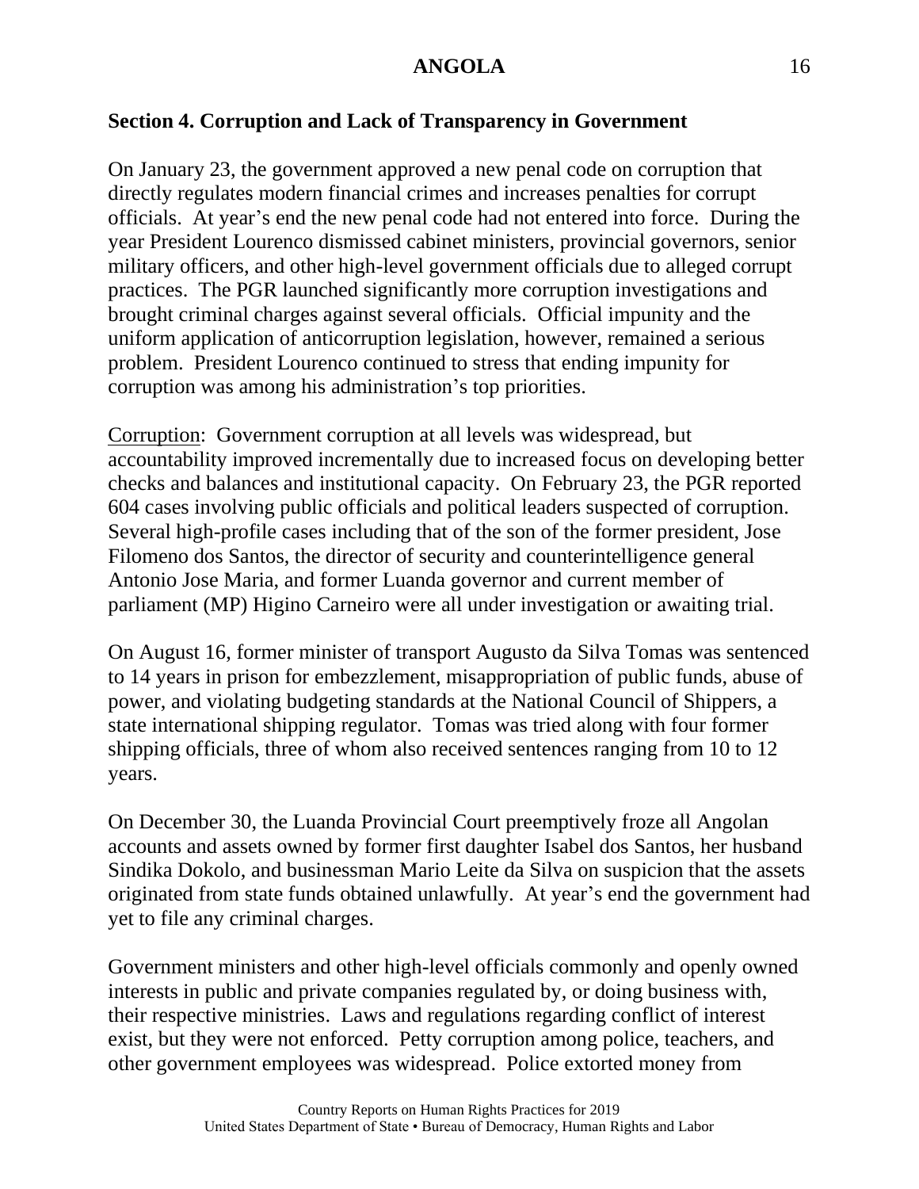### Section 4. Corruption and Lack of Transparency in Government

On January 23, the government approved a new penal code on corruption that directly regulates modern financial crimes and increases penalties for corrupt officials. At year's end the new penal code had not entered into force. During the year President Lourenco dismissed cabinet ministers, provincial governors, senior military officers, and other high-level government officials due to alleged corrupt practices. The PGR launched significantly more corruption investigations and brought criminal charges against several officials. Official impunity and the uniform application of anticorruption legislation, however, remained a serious problem. President Lourenco continued to stress that ending impunity for corruption was among his administration's top priorities.

Corruption: Government corruption at all levels was widespread, but accountability improved incrementally due to increased focus on developing better checks and balances and institutional capacity. On February 23, the PGR reported 604 cases involving public officials and political leaders suspected of corruption. Several high-profile cases including that of the son of the former president, Jose Filomeno dos Santos, the director of security and counterintelligence general Antonio Jose Maria, and former Luanda governor and current member of parliament (MP) Higino Carneiro were all under investigation or awaiting trial.

On August 16, former minister of transport Augusto da Silva Tomas was sentenced to 14 years in prison for embezzlement, misappropriation of public funds, abuse of power, and violating budgeting standards at the National Council of Shippers, a state international shipping regulator. Tomas was tried along with four former shipping officials, three of whom also received sentences ranging from 10 to 12 years.

On December 30, the Luanda Provincial Court preemptively froze all Angolan accounts and assets owned by former first daughter Isabel dos Santos, her husband Sindika Dokolo, and businessman Mario Leite da Silva on suspicion that the assets originated from state funds obtained unlawfully. At year's end the government had yet to file any criminal charges.

Government ministers and other high-level officials commonly and openly owned interests in public and private companies regulated by, or doing business with, their respective ministries. Laws and regulations regarding conflict of interest exist, but they were not enforced. Petty corruption among police, teachers, and other government employees was widespread. Police extorted money from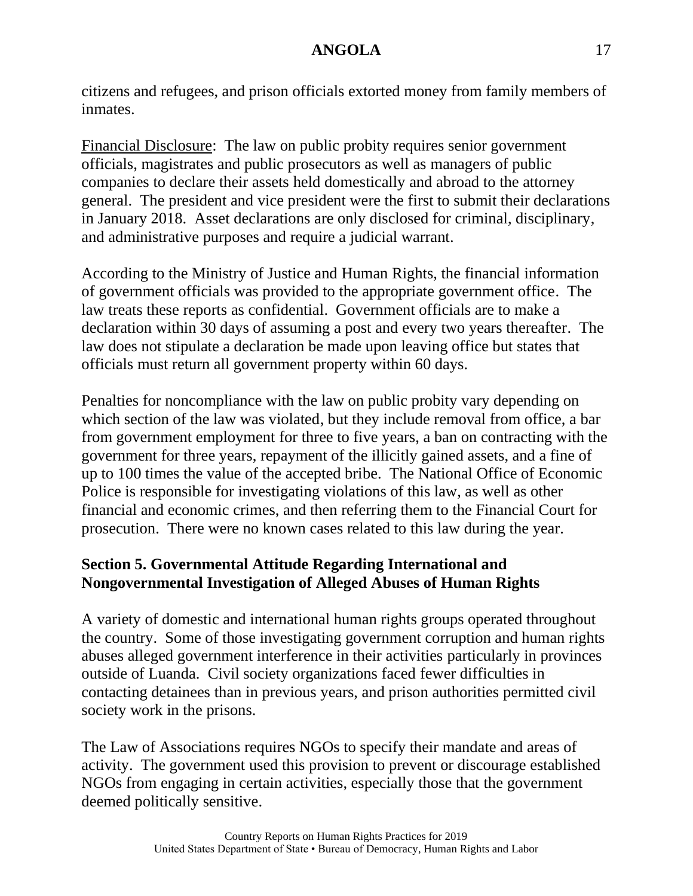citizens and refugees, and prison officials extorted money from family members of inmates.

Financial Disclosure: The law on public probity requires senior government officials, magistrates and public prosecutors as well as managers of public companies to declare their assets held domestically and abroad to the attorney general. The president and vice president were the first to submit their declarations in January 2018. Asset declarations are only disclosed for criminal, disciplinary, and administrative purposes and require a judicial warrant.

According to the Ministry of Justice and Human Rights, the financial information of government officials was provided to the appropriate government office. The law treats these reports as confidential. Government officials are to make a declaration within 30 days of assuming a post and every two years thereafter. The law does not stipulate a declaration be made upon leaving office but states that officials must return all government property within 60 days.

Penalties for noncompliance with the law on public probity vary depending on which section of the law was violated, but they include removal from office, a bar from government employment for three to five years, a ban on contracting with the government for three years, repayment of the illicitly gained assets, and a fine of up to 100 times the value of the accepted bribe. The National Office of Economic Police is responsible for investigating violations of this law, as well as other financial and economic crimes, and then referring them to the Financial Court for prosecution. There were no known cases related to this law during the year.

## Section 5. Governmental Attitude Regarding International and Nongovernmental Investigation of Alleged Abuses of Human Rights

A variety of domestic and international human rights groups operated throughout the country. Some of those investigating government corruption and human rights abuses alleged government interference in their activities particularly in provinces outside of Luanda. Civil society organizations faced fewer difficulties in contacting detainees than in previous years, and prison authorities permitted civil society work in the prisons.

The Law of Associations requires NGOs to specify their mandate and areas of activity. The government used this provision to prevent or discourage established NGOs from engaging in certain activities, especially those that the government deemed politically sensitive.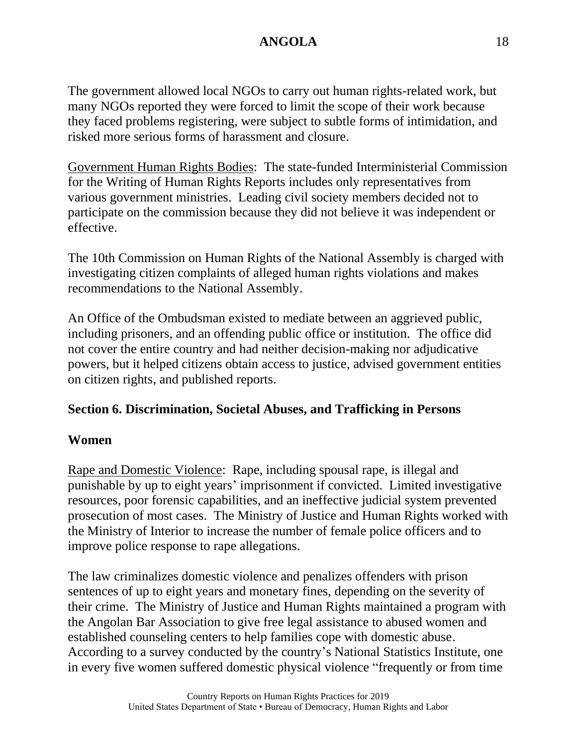The government allowed local NGOs to carry out human rights-related work, but many NGOs reported they were forced to limit the scope of their work because they faced problems registering, were subject to subtle forms of intimidation, and risked more serious forms of harassment and closure.

Government Human Rights Bodies: The state-funded Interministerial Commission for the Writing of Human Rights Reports includes only representatives from various government ministries. Leading civil society members decided not to participate on the commission because they did not believe it was independent or effective.

The 10th Commission on Human Rights of the National Assembly is charged with investigating citizen complaints of alleged human rights violations and makes recommendations to the National Assembly.

An Office of the Ombudsman existed to mediate between an aggrieved public, including prisoners, and an offending public office or institution. The office did not cover the entire country and had neither decision-making nor adjudicative powers, but it helped citizens obtain access to justice, advised government entities on citizen rights, and published reports.

## Section 6. Discrimination, Societal Abuses, and Trafficking in Persons

### Women

Rape and Domestic Violence: Rape, including spousal rape, is illegal and punishable by up to eight years' imprisonment if convicted. Limited investigative resources, poor forensic capabilities, and an ineffective judicial system prevented prosecution of most cases. The Ministry of Justice and Human Rights worked with the Ministry of Interior to increase the number of female police officers and to improve police response to rape allegations.

The law criminalizes domestic violence and penalizes offenders with prison sentences of up to eight years and monetary fines, depending on the severity of their crime. The Ministry of Justice and Human Rights maintained a program with the Angolan Bar Association to give free legal assistance to abused women and established counseling centers to help families cope with domestic abuse. According to a survey conducted by the country's National Statistics Institute, one in every five women suffered domestic physical violence "frequently or from time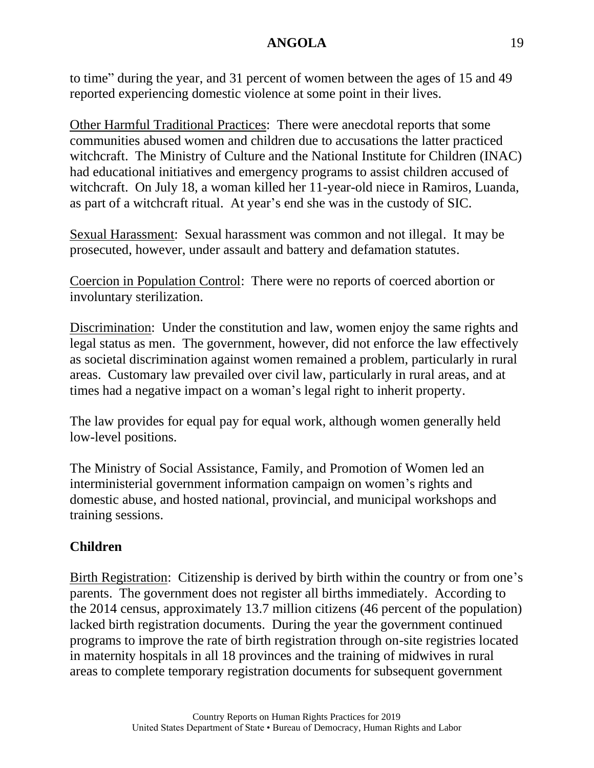to time" during the year, and 31 percent of women between the ages of 15 and 49 reported experiencing domestic violence at some point in their lives.

Other Harmful Traditional Practices: There were anecdotal reports that some communities abused women and children due to accusations the latter practiced witchcraft. The Ministry of Culture and the National Institute for Children (INAC) had educational initiatives and emergency programs to assist children accused of witchcraft. On July 18, a woman killed her 11-year-old niece in Ramiros, Luanda, as part of a witchcraft ritual. At year's end she was in the custody of SIC.

Sexual Harassment: Sexual harassment was common and not illegal. It may be prosecuted, however, under assault and battery and defamation statutes.

Coercion in Population Control: There were no reports of coerced abortion or involuntary sterilization.

Discrimination: Under the constitution and law, women enjoy the same rights and legal status as men. The government, however, did not enforce the law effectively as societal discrimination against women remained a problem, particularly in rural areas. Customary law prevailed over civil law, particularly in rural areas, and at times had a negative impact on a woman's legal right to inherit property.

The law provides for equal pay for equal work, although women generally held low-level positions.

The Ministry of Social Assistance, Family, and Promotion of Women led an interministerial government information campaign on women's rights and domestic abuse, and hosted national, provincial, and municipal workshops and training sessions.

**Children**

Birth Registration: Citizenship is derived by birth within the country or from one's parents. The government does not register all births immediately. According to the 2014 census, approximately 13.7 million citizens (46 percent of the population) lacked birth registration documents. During the year the government continued programs to improve the rate of birth registration through on-site registries located in maternity hospitals in all 18 provinces and the training of midwives in rural areas to complete temporary registration documents for subsequent government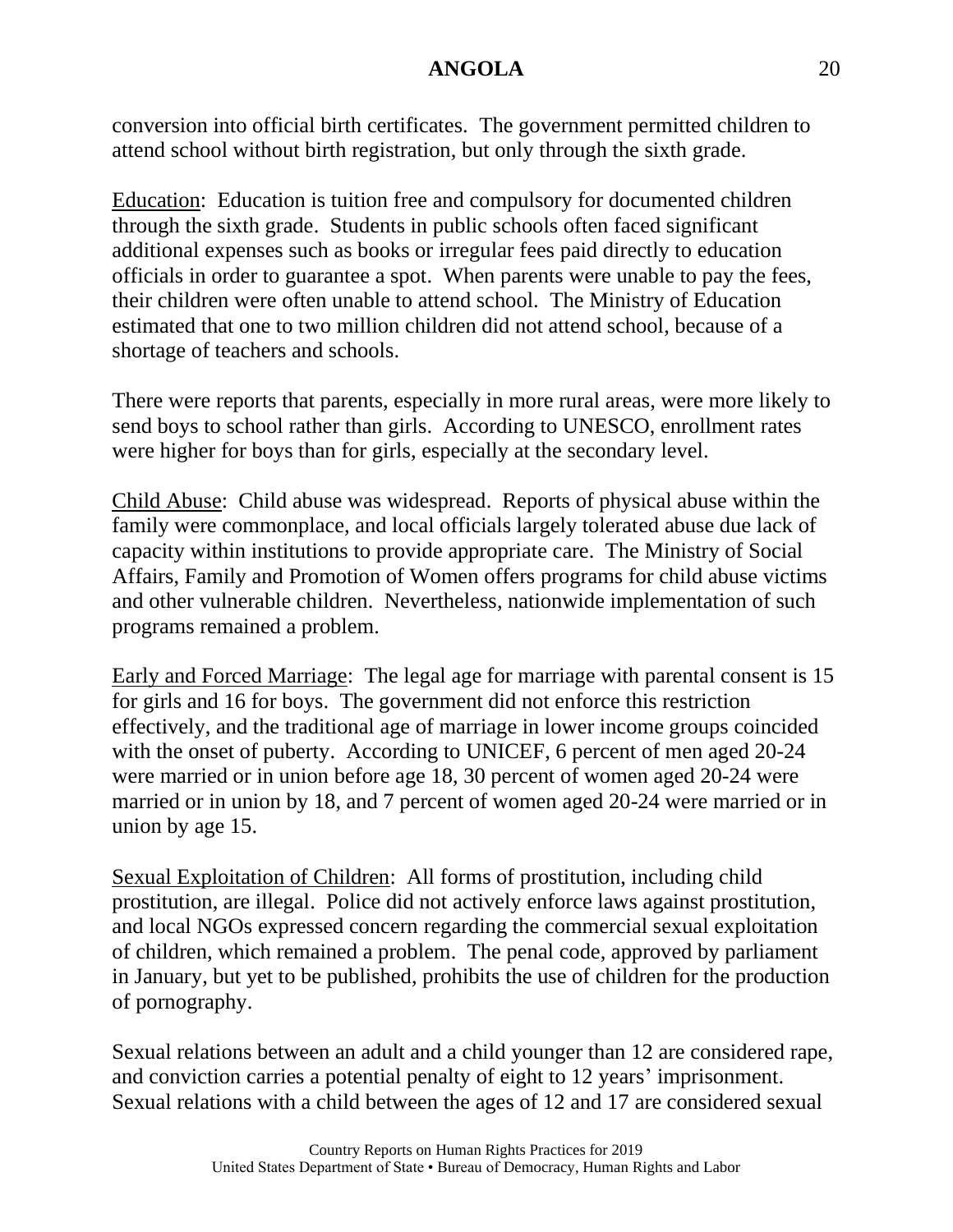conversion into official birth certificates. The government permitted children to attend school without birth registration, but only through the sixth grade.

Education: Education is tuition free and compulsory for documented children through the sixth grade. Students in public schools often faced significant additional expenses such as books or irregular fees paid directly to education officials in order to guarantee a spot. When parents were unable to pay the fees, their children were often unable to attend school. The Ministry of Education estimated that one to two million children did not attend school, because of a shortage of teachers and schools.

There were reports that parents, especially in more rural areas, were more likely to send boys to school rather than girls. According to UNESCO, enrollment rates were higher for boys than for girls, especially at the secondary level.

Child Abuse: Child abuse was widespread. Reports of physical abuse within the family were commonplace, and local officials largely tolerated abuse due lack of capacity within institutions to provide appropriate care. The Ministry of Social Affairs, Family and Promotion of Women offers programs for child abuse victims and other vulnerable children. Nevertheless, nationwide implementation of such programs remained a problem.

Early and Forced Marriage: The legal age for marriage with parental consent is 15 for girls and 16 for boys. The government did not enforce this restriction effectively, and the traditional age of marriage in lower income groups coincided with the onset of puberty. According to UNICEF, 6 percent of men aged 20-24 were married or in union before age 18, 30 percent of women aged 20-24 were married or in union by 18, and 7 percent of women aged 20-24 were married or in union by age 15.

Sexual Exploitation of Children: All forms of prostitution, including child prostitution, are illegal. Police did not actively enforce laws against prostitution, and local NGOs expressed concern regarding the commercial sexual exploitation of children, which remained a problem. The penal code, approved by parliament in January, but yet to be published, prohibits the use of children for the production of pornography.

Sexual relations between an adult and a child younger than 12 are considered rape, and conviction carries a potential penalty of eight to 12 years' imprisonment. Sexual relations with a child between the ages of 12 and 17 are considered sexual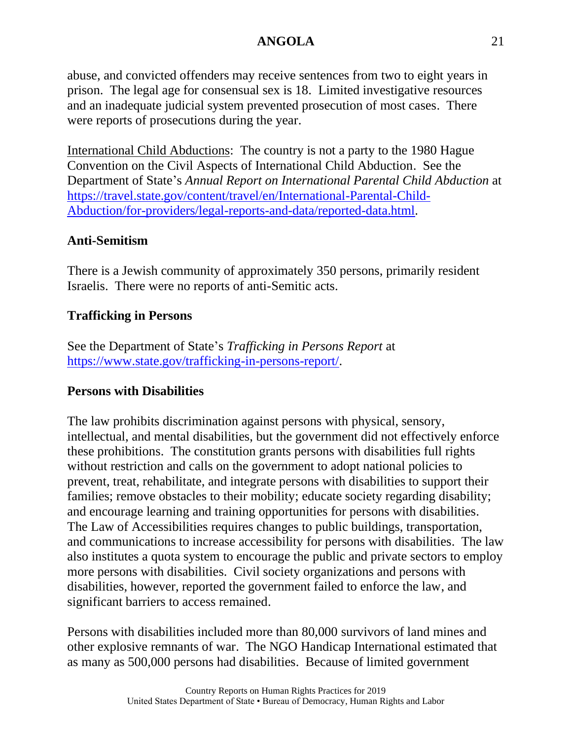abuse, and convicted offenders may receive sentences from two to eight years in prison. The legal age for consensual sex is 18. Limited investigative resources and an inadequate judicial system prevented prosecution of most cases. There were reports of prosecutions during the year.

International Child Abductions: The country is not a party to the 1980 Hague Convention on the Civil Aspects of International Child Abduction. See the Department of State's *Annual Report on International Parental Child Abduction* at [https://travel.state.gov/content/travel/en/International-Parental-Child-Abduction/for-providers/legal-reports-and-data/reported-data.html](https://travel.state.gov/content/travel/en/International-Parental-Child-Abduction/for-providers/legal-reports-and-data/reported-data.html).

**Anti-Semitism**

There is a Jewish community of approximately 350 persons, primarily resident Israelis. There were no reports of anti-Semitic acts.

**Trafficking in Persons**

See the Department of State's *Trafficking in Persons Report* at [https://www.state.gov/trafficking-in-persons-report/](https://www.state.gov/trafficking-in-persons-report/).

**Persons with Disabilities**

The law prohibits discrimination against persons with physical, sensory, intellectual, and mental disabilities, but the government did not effectively enforce these prohibitions. The constitution grants persons with disabilities full rights without restriction and calls on the government to adopt national policies to prevent, treat, rehabilitate, and integrate persons with disabilities to support their families; remove obstacles to their mobility; educate society regarding disability; and encourage learning and training opportunities for persons with disabilities. The Law of Accessibilities requires changes to public buildings, transportation, and communications to increase accessibility for persons with disabilities. The law also institutes a quota system to encourage the public and private sectors to employ more persons with disabilities. Civil society organizations and persons with disabilities, however, reported the government failed to enforce the law, and significant barriers to access remained.

Persons with disabilities included more than 80,000 survivors of land mines and other explosive remnants of war. The NGO Handicap International estimated that as many as 500,000 persons had disabilities. Because of limited government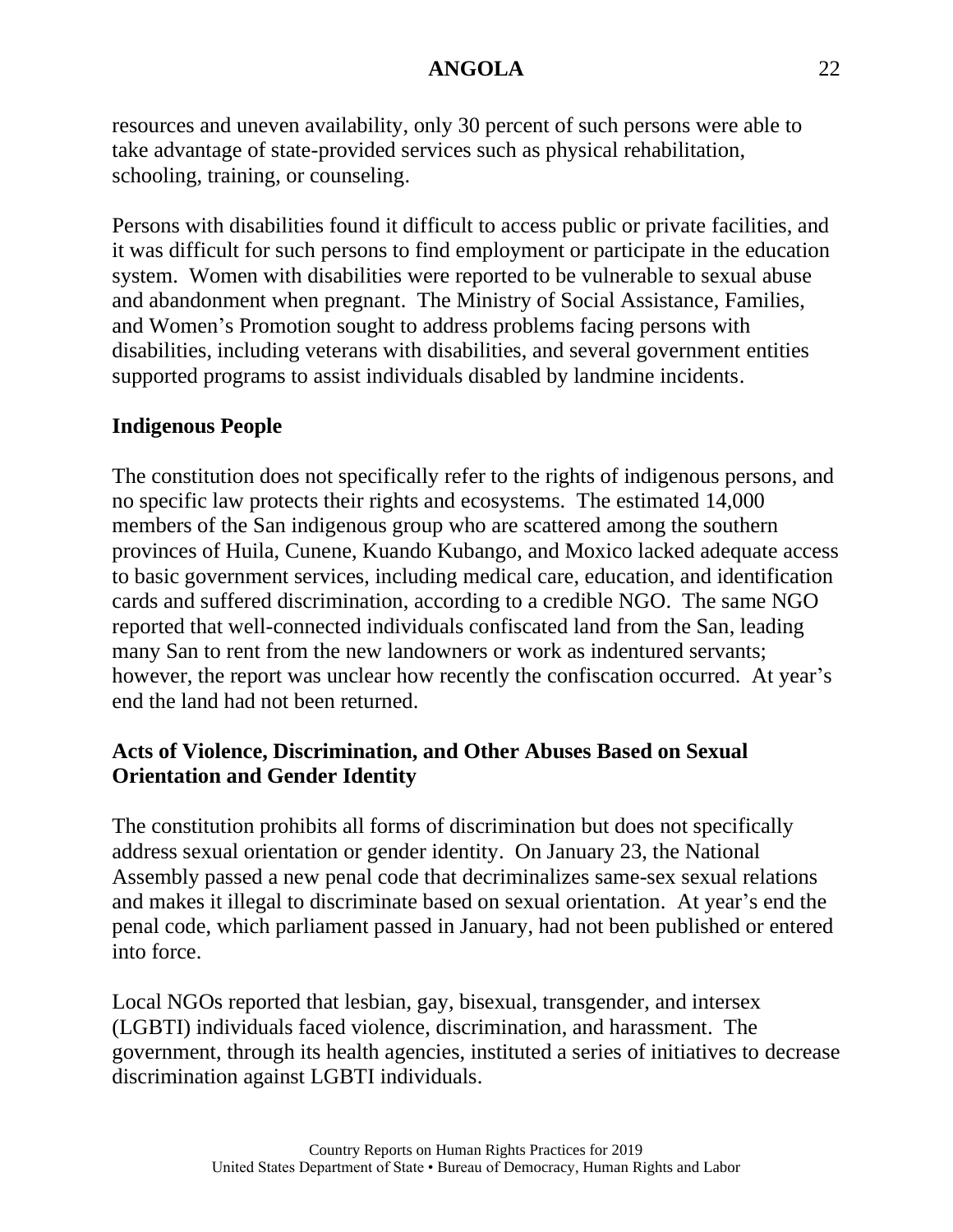resources and uneven availability, only 30 percent of such persons were able to take advantage of state-provided services such as physical rehabilitation, schooling, training, or counseling.

Persons with disabilities found it difficult to access public or private facilities, and it was difficult for such persons to find employment or participate in the education system. Women with disabilities were reported to be vulnerable to sexual abuse and abandonment when pregnant. The Ministry of Social Assistance, Families, and Women's Promotion sought to address problems facing persons with disabilities, including veterans with disabilities, and several government entities supported programs to assist individuals disabled by landmine incidents.

**Indigenous People**

The constitution does not specifically refer to the rights of indigenous persons, and no specific law protects their rights and ecosystems. The estimated 14,000 members of the San indigenous group who are scattered among the southern provinces of Huila, Cunene, Kuando Kubango, and Moxico lacked adequate access to basic government services, including medical care, education, and identification cards and suffered discrimination, according to a credible NGO. The same NGO reported that well-connected individuals confiscated land from the San, leading many San to rent from the new landowners or work as indentured servants; however, the report was unclear how recently the confiscation occurred. At year's end the land had not been returned.

**Acts of Violence, Discrimination, and Other Abuses Based on Sexual Orientation and Gender Identity**

The constitution prohibits all forms of discrimination but does not specifically address sexual orientation or gender identity. On January 23, the National Assembly passed a new penal code that decriminalizes same-sex sexual relations and makes it illegal to discriminate based on sexual orientation. At year's end the penal code, which parliament passed in January, had not been published or entered into force.

Local NGOs reported that lesbian, gay, bisexual, transgender, and intersex (LGBTI) individuals faced violence, discrimination, and harassment. The government, through its health agencies, instituted a series of initiatives to decrease discrimination against LGBTI individuals.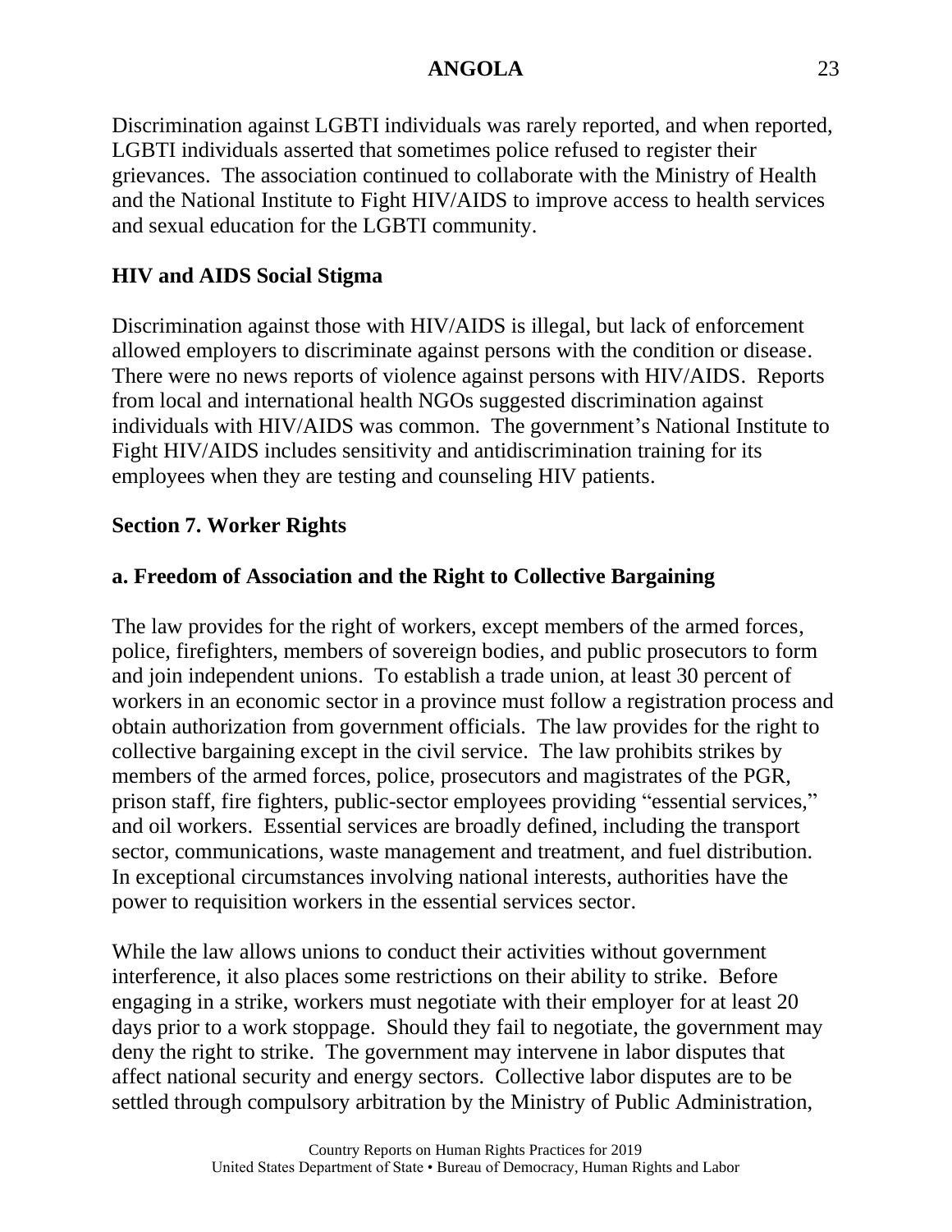Discrimination against LGBTI individuals was rarely reported, and when reported, LGBTI individuals asserted that sometimes police refused to register their grievances. The association continued to collaborate with the Ministry of Health and the National Institute to Fight HIV/AIDS to improve access to health services and sexual education for the LGBTI community.

### HIV and AIDS Social Stigma

Discrimination against those with HIV/AIDS is illegal, but lack of enforcement allowed employers to discriminate against persons with the condition or disease. There were no news reports of violence against persons with HIV/AIDS. Reports from local and international health NGOs suggested discrimination against individuals with HIV/AIDS was common. The government's National Institute to Fight HIV/AIDS includes sensitivity and antidiscrimination training for its employees when they are testing and counseling HIV patients.

## Section 7. Worker Rights

### a. Freedom of Association and the Right to Collective Bargaining

The law provides for the right of workers, except members of the armed forces, police, firefighters, members of sovereign bodies, and public prosecutors to form and join independent unions. To establish a trade union, at least 30 percent of workers in an economic sector in a province must follow a registration process and obtain authorization from government officials. The law provides for the right to collective bargaining except in the civil service. The law prohibits strikes by members of the armed forces, police, prosecutors and magistrates of the PGR, prison staff, fire fighters, public-sector employees providing "essential services," and oil workers. Essential services are broadly defined, including the transport sector, communications, waste management and treatment, and fuel distribution. In exceptional circumstances involving national interests, authorities have the power to requisition workers in the essential services sector.

While the law allows unions to conduct their activities without government interference, it also places some restrictions on their ability to strike. Before engaging in a strike, workers must negotiate with their employer for at least 20 days prior to a work stoppage. Should they fail to negotiate, the government may deny the right to strike. The government may intervene in labor disputes that affect national security and energy sectors. Collective labor disputes are to be settled through compulsory arbitration by the Ministry of Public Administration,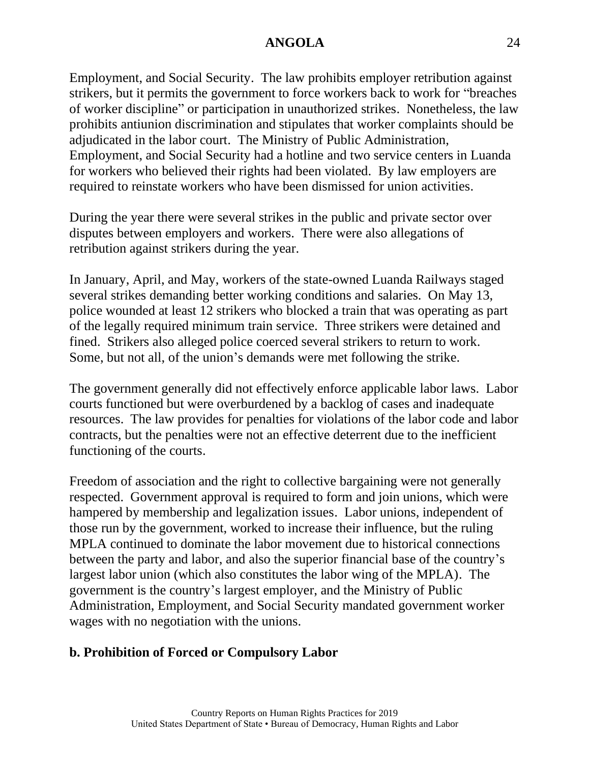Employment, and Social Security. The law prohibits employer retribution against strikers, but it permits the government to force workers back to work for "breaches of worker discipline" or participation in unauthorized strikes. Nonetheless, the law prohibits antiunion discrimination and stipulates that worker complaints should be adjudicated in the labor court. The Ministry of Public Administration, Employment, and Social Security had a hotline and two service centers in Luanda for workers who believed their rights had been violated. By law employers are required to reinstate workers who have been dismissed for union activities.

During the year there were several strikes in the public and private sector over disputes between employers and workers. There were also allegations of retribution against strikers during the year.

In January, April, and May, workers of the state-owned Luanda Railways staged several strikes demanding better working conditions and salaries. On May 13, police wounded at least 12 strikers who blocked a train that was operating as part of the legally required minimum train service. Three strikers were detained and fined. Strikers also alleged police coerced several strikers to return to work. Some, but not all, of the union's demands were met following the strike.

The government generally did not effectively enforce applicable labor laws. Labor courts functioned but were overburdened by a backlog of cases and inadequate resources. The law provides for penalties for violations of the labor code and labor contracts, but the penalties were not an effective deterrent due to the inefficient functioning of the courts.

Freedom of association and the right to collective bargaining were not generally respected. Government approval is required to form and join unions, which were hampered by membership and legalization issues. Labor unions, independent of those run by the government, worked to increase their influence, but the ruling MPLA continued to dominate the labor movement due to historical connections between the party and labor, and also the superior financial base of the country's largest labor union (which also constitutes the labor wing of the MPLA). The government is the country's largest employer, and the Ministry of Public Administration, Employment, and Social Security mandated government worker wages with no negotiation with the unions.

## b. Prohibition of Forced or Compulsory Labor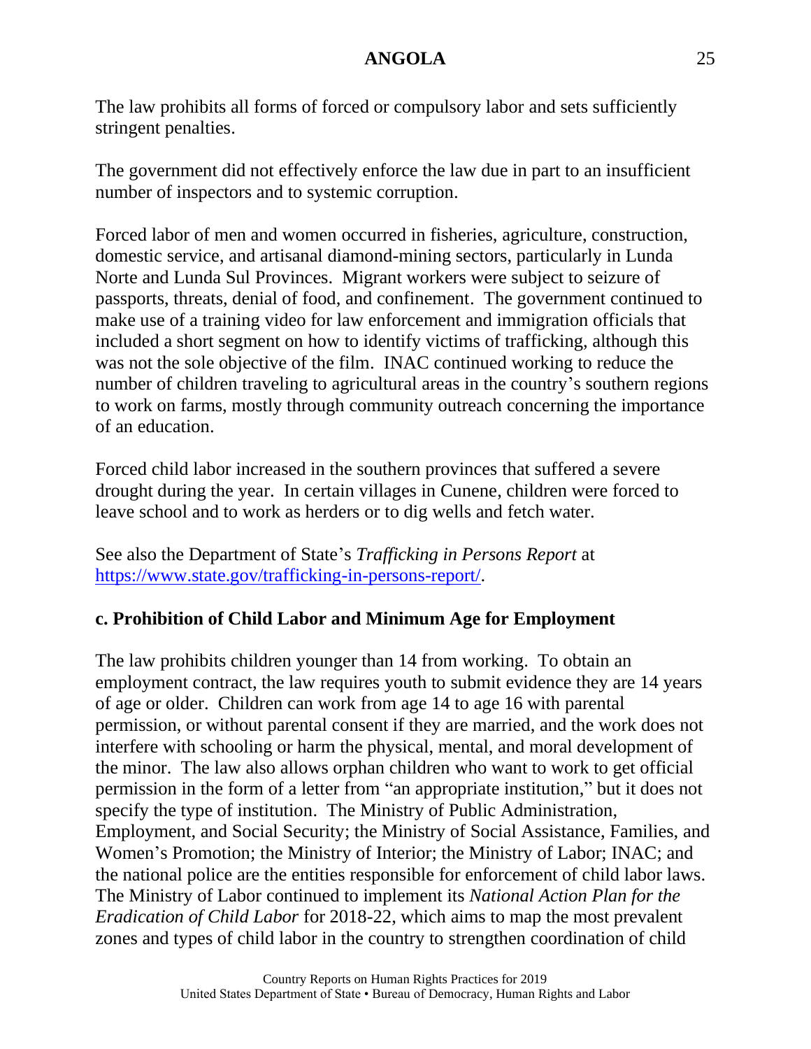The law prohibits all forms of forced or compulsory labor and sets sufficiently stringent penalties.

The government did not effectively enforce the law due in part to an insufficient number of inspectors and to systemic corruption.

Forced labor of men and women occurred in fisheries, agriculture, construction, domestic service, and artisanal diamond-mining sectors, particularly in Lunda Norte and Lunda Sul Provinces. Migrant workers were subject to seizure of passports, threats, denial of food, and confinement. The government continued to make use of a training video for law enforcement and immigration officials that included a short segment on how to identify victims of trafficking, although this was not the sole objective of the film. INAC continued working to reduce the number of children traveling to agricultural areas in the country's southern regions to work on farms, mostly through community outreach concerning the importance of an education.

Forced child labor increased in the southern provinces that suffered a severe drought during the year. In certain villages in Cunene, children were forced to leave school and to work as herders or to dig wells and fetch water.

See also the Department of State's *Trafficking in Persons Report* at [https://www.state.gov/trafficking-in-persons-report/](https://www.state.gov/trafficking-in-persons-report/).

### c. Prohibition of Child Labor and Minimum Age for Employment

The law prohibits children younger than 14 from working. To obtain an employment contract, the law requires youth to submit evidence they are 14 years of age or older. Children can work from age 14 to age 16 with parental permission, or without parental consent if they are married, and the work does not interfere with schooling or harm the physical, mental, and moral development of the minor. The law also allows orphan children who want to work to get official permission in the form of a letter from "an appropriate institution," but it does not specify the type of institution. The Ministry of Public Administration, Employment, and Social Security; the Ministry of Social Assistance, Families, and Women's Promotion; the Ministry of Interior; the Ministry of Labor; INAC; and the national police are the entities responsible for enforcement of child labor laws. The Ministry of Labor continued to implement its *National Action Plan for the Eradication of Child Labor* for 2018-22, which aims to map the most prevalent zones and types of child labor in the country to strengthen coordination of child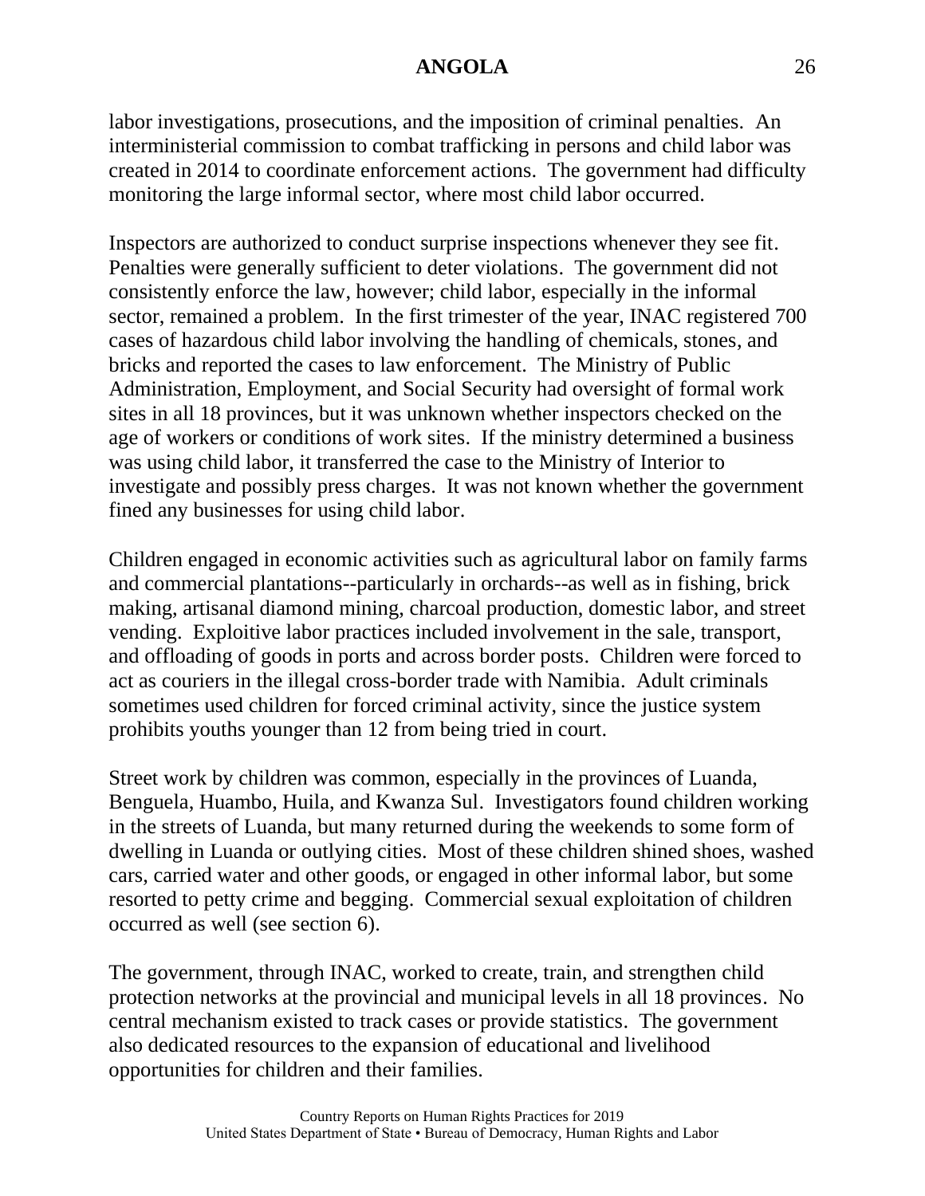labor investigations, prosecutions, and the imposition of criminal penalties. An interministerial commission to combat trafficking in persons and child labor was created in 2014 to coordinate enforcement actions. The government had difficulty monitoring the large informal sector, where most child labor occurred.

Inspectors are authorized to conduct surprise inspections whenever they see fit. Penalties were generally sufficient to deter violations. The government did not consistently enforce the law, however; child labor, especially in the informal sector, remained a problem. In the first trimester of the year, INAC registered 700 cases of hazardous child labor involving the handling of chemicals, stones, and bricks and reported the cases to law enforcement. The Ministry of Public Administration, Employment, and Social Security had oversight of formal work sites in all 18 provinces, but it was unknown whether inspectors checked on the age of workers or conditions of work sites. If the ministry determined a business was using child labor, it transferred the case to the Ministry of Interior to investigate and possibly press charges. It was not known whether the government fined any businesses for using child labor.

Children engaged in economic activities such as agricultural labor on family farms and commercial plantations--particularly in orchards--as well as in fishing, brick making, artisanal diamond mining, charcoal production, domestic labor, and street vending. Exploitive labor practices included involvement in the sale, transport, and offloading of goods in ports and across border posts. Children were forced to act as couriers in the illegal cross-border trade with Namibia. Adult criminals sometimes used children for forced criminal activity, since the justice system prohibits youths younger than 12 from being tried in court.

Street work by children was common, especially in the provinces of Luanda, Benguela, Huambo, Huila, and Kwanza Sul. Investigators found children working in the streets of Luanda, but many returned during the weekends to some form of dwelling in Luanda or outlying cities. Most of these children shined shoes, washed cars, carried water and other goods, or engaged in other informal labor, but some resorted to petty crime and begging. Commercial sexual exploitation of children occurred as well (see section 6).

The government, through INAC, worked to create, train, and strengthen child protection networks at the provincial and municipal levels in all 18 provinces. No central mechanism existed to track cases or provide statistics. The government also dedicated resources to the expansion of educational and livelihood opportunities for children and their families.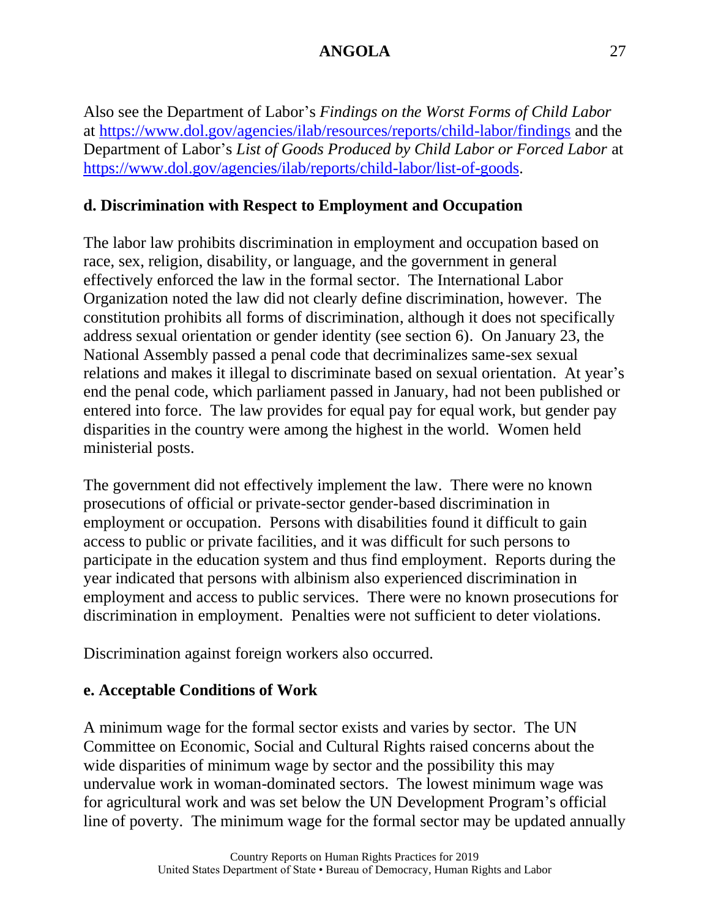Also see the Department of Labor's *Findings on the Worst Forms of Child Labor* at https://www.dol.gov/agencies/ilab/resources/reports/child-labor/findings and the Department of Labor's *List of Goods Produced by Child Labor or Forced Labor* at https://www.dol.gov/agencies/ilab/reports/child-labor/list-of-goods.

### d. Discrimination with Respect to Employment and Occupation

The labor law prohibits discrimination in employment and occupation based on race, sex, religion, disability, or language, and the government in general effectively enforced the law in the formal sector. The International Labor Organization noted the law did not clearly define discrimination, however. The constitution prohibits all forms of discrimination, although it does not specifically address sexual orientation or gender identity (see section 6). On January 23, the National Assembly passed a penal code that decriminalizes same-sex sexual relations and makes it illegal to discriminate based on sexual orientation. At year's end the penal code, which parliament passed in January, had not been published or entered into force. The law provides for equal pay for equal work, but gender pay disparities in the country were among the highest in the world. Women held ministerial posts.

The government did not effectively implement the law. There were no known prosecutions of official or private-sector gender-based discrimination in employment or occupation. Persons with disabilities found it difficult to gain access to public or private facilities, and it was difficult for such persons to participate in the education system and thus find employment. Reports during the year indicated that persons with albinism also experienced discrimination in employment and access to public services. There were no known prosecutions for discrimination in employment. Penalties were not sufficient to deter violations.

Discrimination against foreign workers also occurred.

### e. Acceptable Conditions of Work

A minimum wage for the formal sector exists and varies by sector. The UN Committee on Economic, Social and Cultural Rights raised concerns about the wide disparities of minimum wage by sector and the possibility this may undervalue work in woman-dominated sectors. The lowest minimum wage was for agricultural work and was set below the UN Development Program's official line of poverty. The minimum wage for the formal sector may be updated annually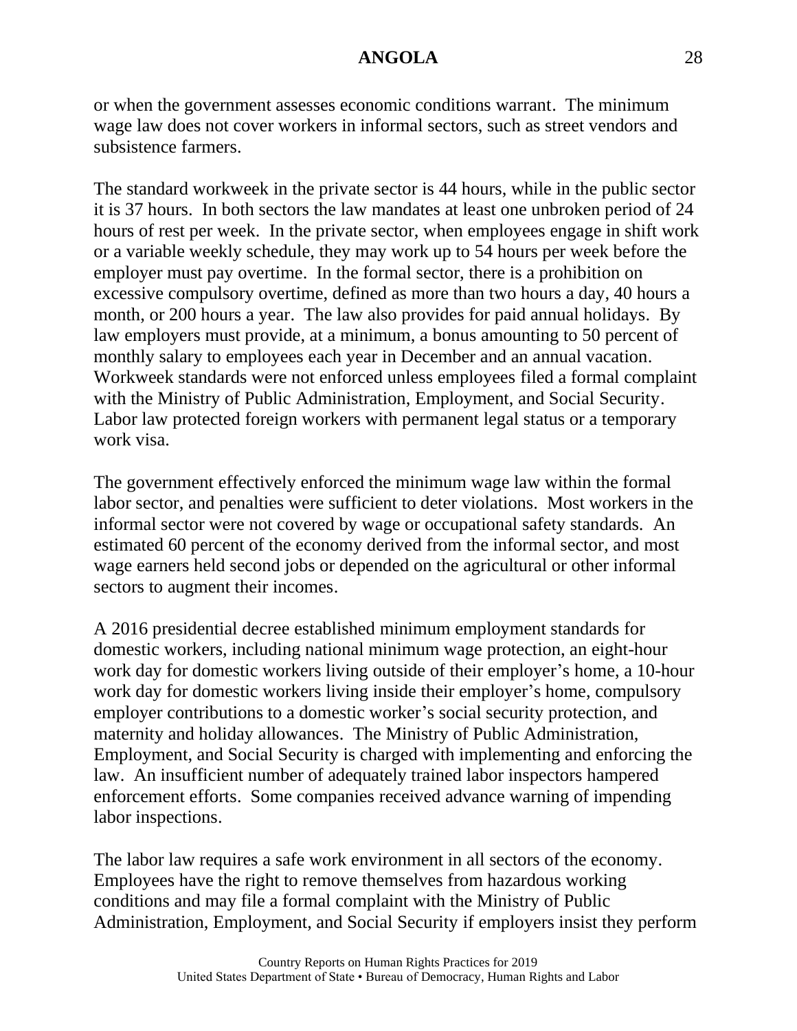or when the government assesses economic conditions warrant. The minimum wage law does not cover workers in informal sectors, such as street vendors and subsistence farmers.

The standard workweek in the private sector is 44 hours, while in the public sector it is 37 hours. In both sectors the law mandates at least one unbroken period of 24 hours of rest per week. In the private sector, when employees engage in shift work or a variable weekly schedule, they may work up to 54 hours per week before the employer must pay overtime. In the formal sector, there is a prohibition on excessive compulsory overtime, defined as more than two hours a day, 40 hours a month, or 200 hours a year. The law also provides for paid annual holidays. By law employers must provide, at a minimum, a bonus amounting to 50 percent of monthly salary to employees each year in December and an annual vacation. Workweek standards were not enforced unless employees filed a formal complaint with the Ministry of Public Administration, Employment, and Social Security. Labor law protected foreign workers with permanent legal status or a temporary work visa.

The government effectively enforced the minimum wage law within the formal labor sector, and penalties were sufficient to deter violations. Most workers in the informal sector were not covered by wage or occupational safety standards. An estimated 60 percent of the economy derived from the informal sector, and most wage earners held second jobs or depended on the agricultural or other informal sectors to augment their incomes.

A 2016 presidential decree established minimum employment standards for domestic workers, including national minimum wage protection, an eight-hour work day for domestic workers living outside of their employer's home, a 10-hour work day for domestic workers living inside their employer's home, compulsory employer contributions to a domestic worker's social security protection, and maternity and holiday allowances. The Ministry of Public Administration, Employment, and Social Security is charged with implementing and enforcing the law. An insufficient number of adequately trained labor inspectors hampered enforcement efforts. Some companies received advance warning of impending labor inspections.

The labor law requires a safe work environment in all sectors of the economy. Employees have the right to remove themselves from hazardous working conditions and may file a formal complaint with the Ministry of Public Administration, Employment, and Social Security if employers insist they perform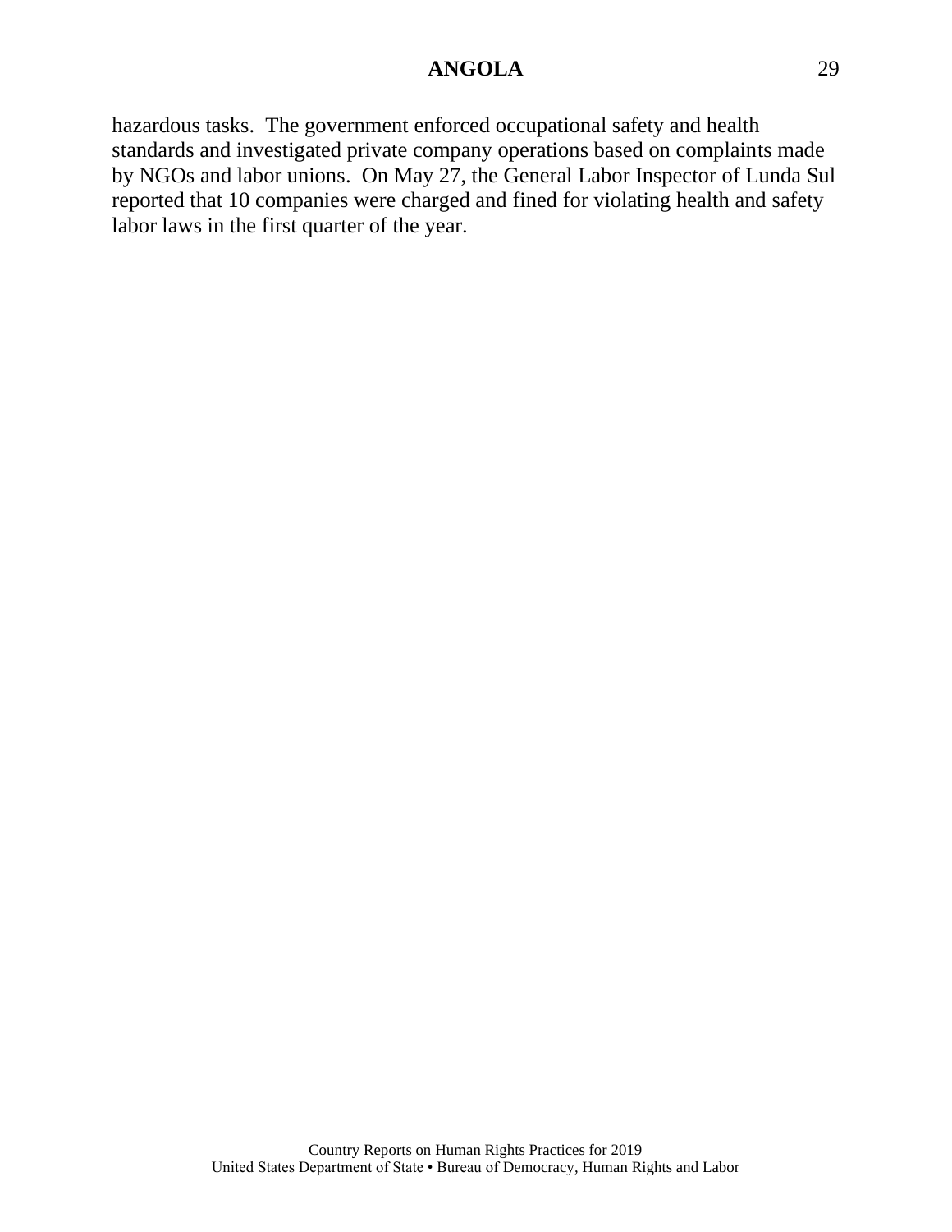hazardous tasks. The government enforced occupational safety and health standards and investigated private company operations based on complaints made by NGOs and labor unions. On May 27, the General Labor Inspector of Lunda Sul reported that 10 companies were charged and fined for violating health and safety labor laws in the first quarter of the year.